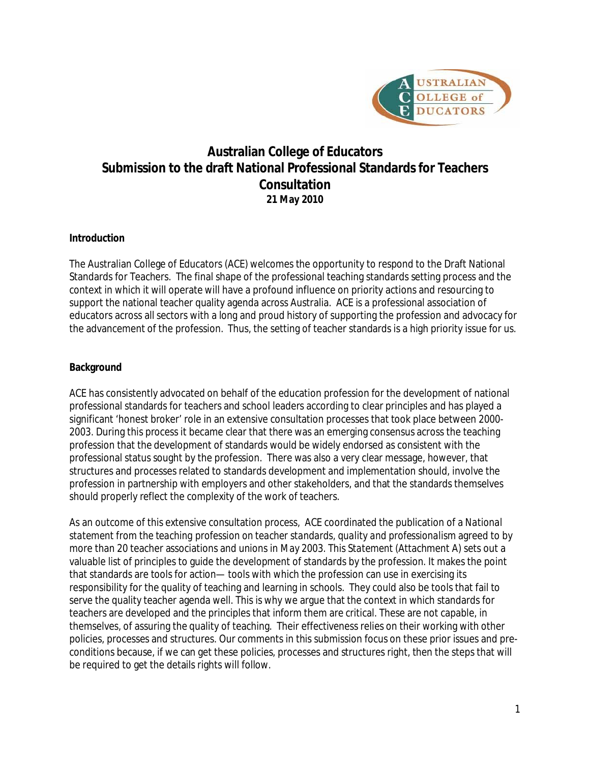# Australian College of Educators
# Submission to the draft National Professional Standards for Teachers Consultation

**21 May 2010**

**Introduction**

The Australian College of Educators (ACE) welcomes the opportunity to respond to the Draft National Standards for Teachers. The final shape of the professional teaching standards setting process and the context in which it will operate will have a profound influence on priority actions and resourcing to support the national teacher quality agenda across Australia. ACE is a professional association of educators across all sectors with a long and proud history of supporting the profession and advocacy for the advancement of the profession. Thus, the setting of teacher standards is a high priority issue for us.

**Background**

ACE has consistently advocated on behalf of the education profession for the development of national professional standards for teachers and school leaders according to clear principles and has played a significant 'honest broker' role in an extensive consultation processes that took place between 2000-2003. During this process it became clear that there was an emerging consensus across the teaching profession that the development of standards would be widely endorsed as consistent with the professional status sought by the profession. There was also a very clear message, however, that structures and processes related to standards development and implementation should, involve the profession in partnership with employers and other stakeholders, and that the standards themselves should properly reflect the complexity of the work of teachers.

As an outcome of this extensive consultation process, ACE coordinated the publication of a *National statement from the teaching profession on teacher standards, quality and professionalism* agreed to by more than 20 teacher associations and unions in May 2003. This Statement (Attachment A) sets out a valuable list of principles to guide the development of standards by the profession. It makes the point that standards are tools for action— tools with which the profession can use in exercising its responsibility for the quality of teaching and learning in schools. They could also be tools that fail to serve the quality teacher agenda well. This is why we argue that the context in which standards for teachers are developed and the principles that inform them are critical. These are not capable, in themselves, of assuring the quality of teaching. Their effectiveness relies on their working with other policies, processes and structures. Our comments in this submission focus on these prior issues and pre-conditions because, if we can get these policies, processes and structures right, then the steps that will be required to get the details rights will follow.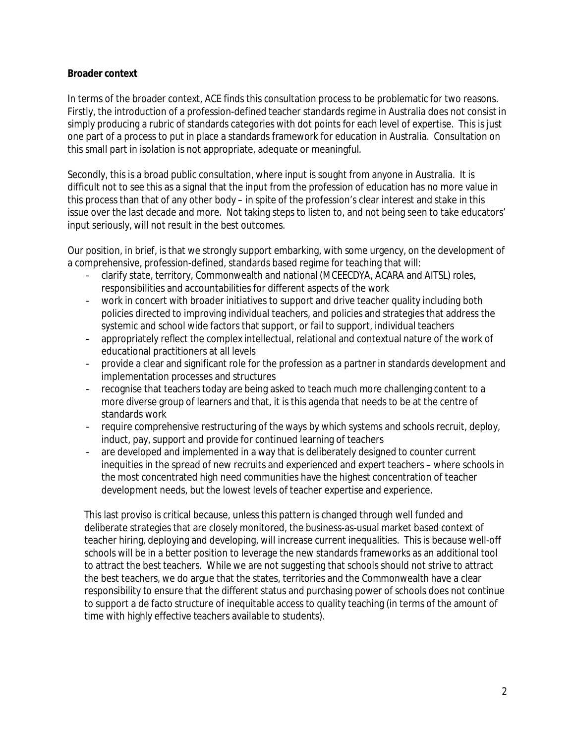**Broader context**

In terms of the broader context, ACE finds this consultation process to be problematic for two reasons. Firstly, the introduction of a profession-defined teacher standards regime in Australia does not consist in simply producing a rubric of standards categories with dot points for each level of expertise. This is just one part of a process to put in place a standards framework for education in Australia. Consultation on this small part in isolation is not appropriate, adequate or meaningful.

Secondly, this is a broad public consultation, where input is sought from anyone in Australia. It is difficult not to see this as a signal that the input from the profession of education has no more value in this process than that of any other body – in spite of the profession's clear interest and stake in this issue over the last decade and more. Not taking steps to listen to, and not being seen to take educators' input seriously, will not result in the best outcomes.

Our position, in brief, is that we strongly support embarking, with some urgency, on the development of a comprehensive, profession-defined, standards based regime for teaching that will:

- clarify state, territory, Commonwealth and national (MCEECDYA, ACARA and AITSL) roles, responsibilities and accountabilities for different aspects of the work
- work in concert with broader initiatives to support and drive teacher quality including both policies directed to improving individual teachers, and policies and strategies that address the systemic and school wide factors that support, or fail to support, individual teachers
- appropriately reflect the complex intellectual, relational and contextual nature of the work of educational practitioners at all levels
- provide a clear and significant role for the profession as a partner in standards development and implementation processes and structures
- recognise that teachers today are being asked to teach much more challenging content to a more diverse group of learners and that, it is this agenda that needs to be at the centre of standards work
- require comprehensive restructuring of the ways by which systems and schools recruit, deploy, induct, pay, support and provide for continued learning of teachers
- are developed and implemented in a way that is deliberately designed to counter current inequities in the spread of new recruits and experienced and expert teachers – where schools in the most concentrated high need communities have the highest concentration of teacher development needs, but the lowest levels of teacher expertise and experience.

This last proviso is critical because, unless this pattern is changed through well funded and deliberate strategies that are closely monitored, the business-as-usual market based context of teacher hiring, deploying and developing, will increase current inequalities. This is because well-off schools will be in a better position to leverage the new standards frameworks as an additional tool to attract the best teachers. While we are not suggesting that schools should not strive to attract the best teachers, we do argue that the states, territories and the Commonwealth have a clear responsibility to ensure that the different status and purchasing power of schools does not continue to support a de facto structure of inequitable access to quality teaching (in terms of the amount of time with highly effective teachers available to students).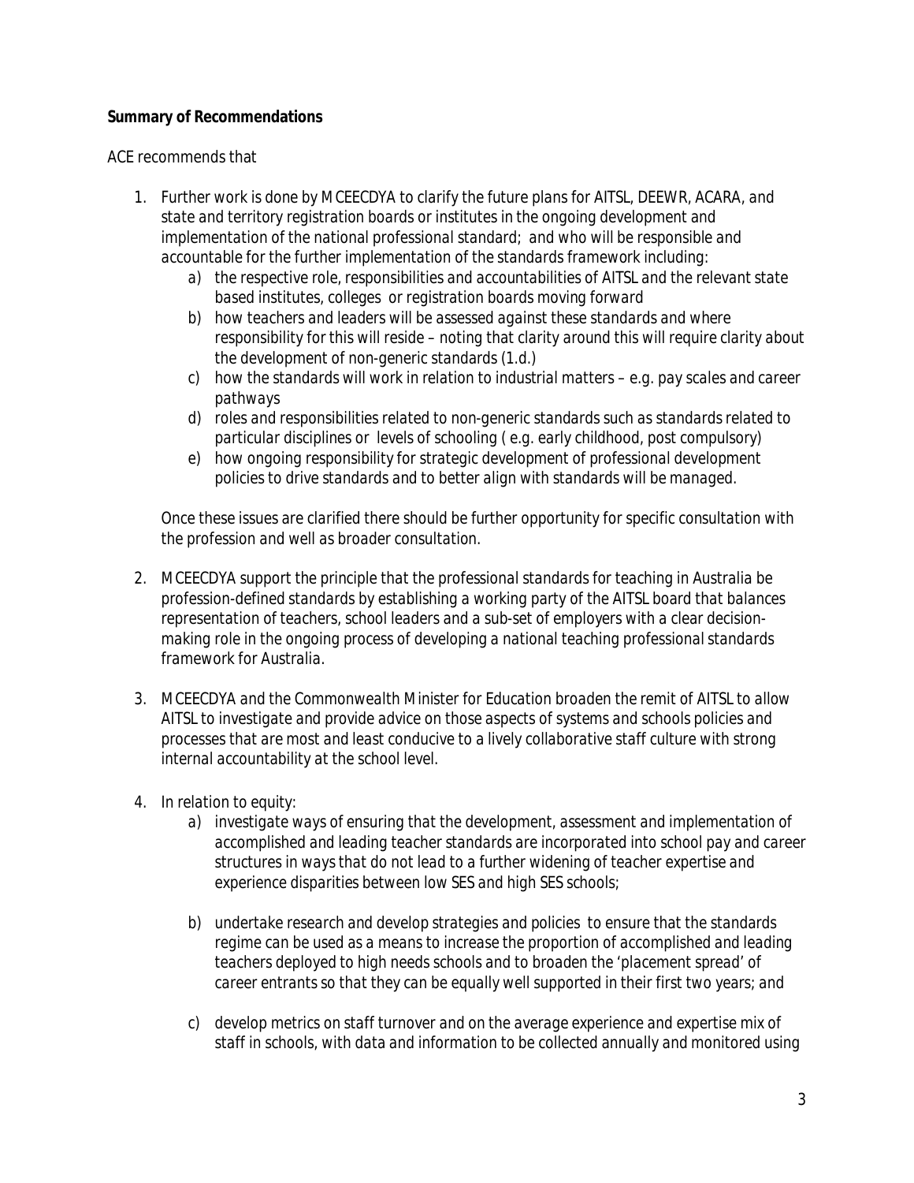**Summary of Recommendations**

ACE recommends that

1. Further work is done by MCEECDYA to clarify the future plans for AITSL, DEEWR, ACARA, and state and territory registration boards or institutes in the ongoing development and implementation of the national professional standard; and who will be responsible and accountable for the further implementation of the standards framework including:
    a) the respective role, responsibilities and accountabilities of AITSL and the relevant state based institutes, colleges or registration boards moving forward
    b) how teachers and leaders will be assessed against these standards and where responsibility for this will reside – noting that clarity around this will require clarity about the development of non-generic standards (1.d.)
    c) how the standards will work in relation to industrial matters – e.g. pay scales and career pathways
    d) roles and responsibilities related to non-generic standards such as standards related to particular disciplines or levels of schooling ( e.g. early childhood, post compulsory)
    e) how ongoing responsibility for strategic development of professional development policies to drive standards and to better align with standards will be managed.

    Once these issues are clarified there should be further opportunity for specific consultation with the profession and well as broader consultation.

2. MCEECDYA support the principle that the professional standards for teaching in Australia be profession-defined standards by establishing a working party of the AITSL board that balances representation of teachers, school leaders and a sub-set of employers with a clear decision-making role in the ongoing process of developing a national teaching professional standards framework for Australia.

3. MCEECDYA and the Commonwealth Minister for Education broaden the remit of AITSL to allow AITSL to investigate and provide advice on those aspects of systems and schools policies and processes that are most and least conducive to a lively collaborative staff culture with strong internal accountability at the school level.

4. In relation to equity:
    a) investigate ways of ensuring that the development, assessment and implementation of accomplished and leading teacher standards are incorporated into school pay and career structures in ways that do not lead to a further widening of teacher expertise and experience disparities between low SES and high SES schools;

    b) undertake research and develop strategies and policies to ensure that the standards regime can be used as a means to increase the proportion of accomplished and leading teachers deployed to high needs schools and to broaden the 'placement spread' of career entrants so that they can be equally well supported in their first two years; and

    c) develop metrics on staff turnover and on the average experience and expertise mix of staff in schools, with data and information to be collected annually and monitored using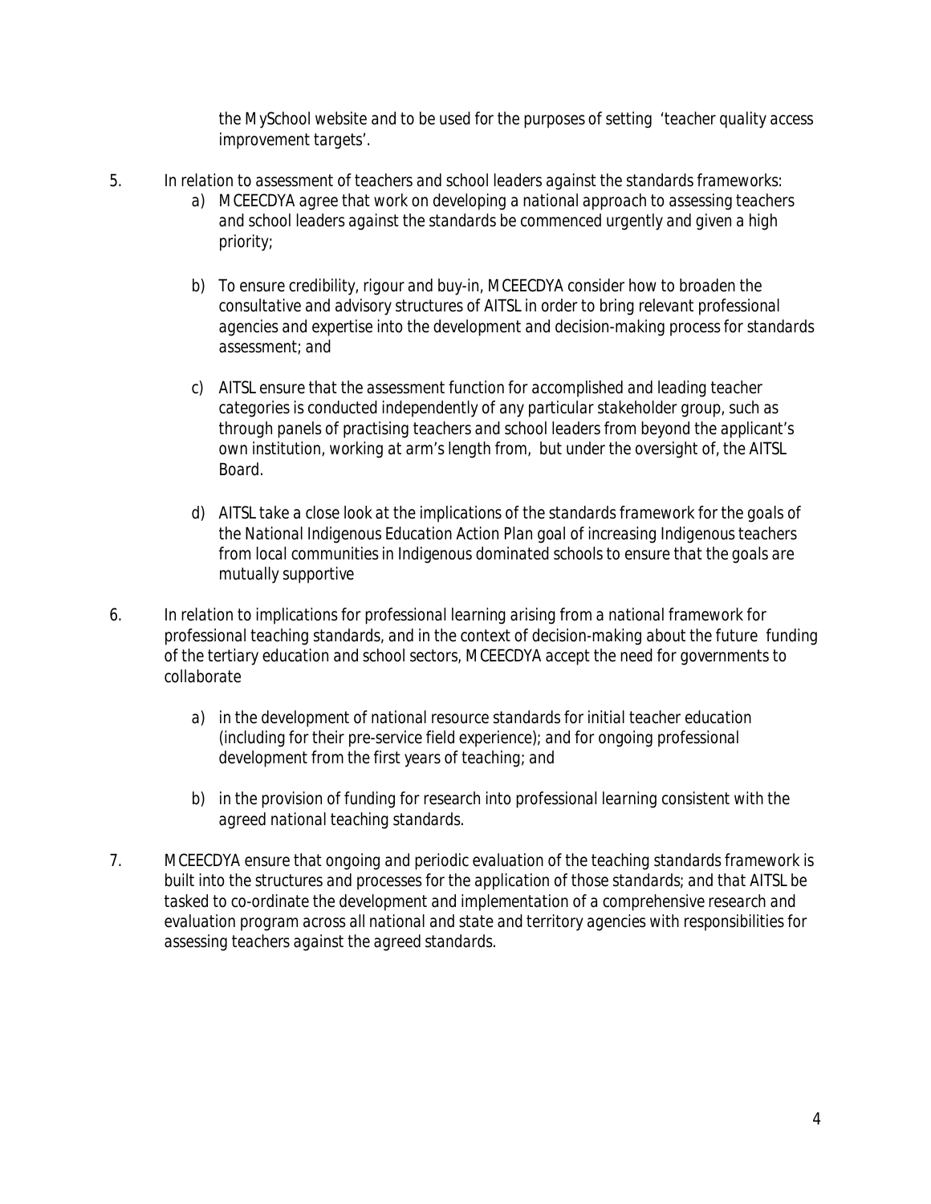the MySchool website and to be used for the purposes of setting 'teacher quality access improvement targets'.

5. In relation to assessment of teachers and school leaders against the standards frameworks:
   a) MCEECDYA agree that work on developing a national approach to assessing teachers and school leaders against the standards be commenced urgently and given a high priority;

   b) To ensure credibility, rigour and buy-in, MCEECDYA consider how to broaden the consultative and advisory structures of AITSL in order to bring relevant professional agencies and expertise into the development and decision-making process for standards assessment; and

   c) AITSL ensure that the assessment function for accomplished and leading teacher categories is conducted independently of any particular stakeholder group, such as through panels of practising teachers and school leaders from beyond the applicant's own institution, working at arm's length from, but under the oversight of, the AITSL Board.

   d) AITSL take a close look at the implications of the standards framework for the goals of the National Indigenous Education Action Plan goal of increasing Indigenous teachers from local communities in Indigenous dominated schools to ensure that the goals are mutually supportive

6. In relation to implications for professional learning arising from a national framework for professional teaching standards, and in the context of decision-making about the future funding of the tertiary education and school sectors, MCEECDYA accept the need for governments to collaborate

   a) in the development of national resource standards for initial teacher education (including for their pre-service field experience); and for ongoing professional development from the first years of teaching; and

   b) in the provision of funding for research into professional learning consistent with the agreed national teaching standards.

7. MCEECDYA ensure that ongoing and periodic evaluation of the teaching standards framework is built into the structures and processes for the application of those standards; and that AITSL be tasked to co-ordinate the development and implementation of a comprehensive research and evaluation program across all national and state and territory agencies with responsibilities for assessing teachers against the agreed standards.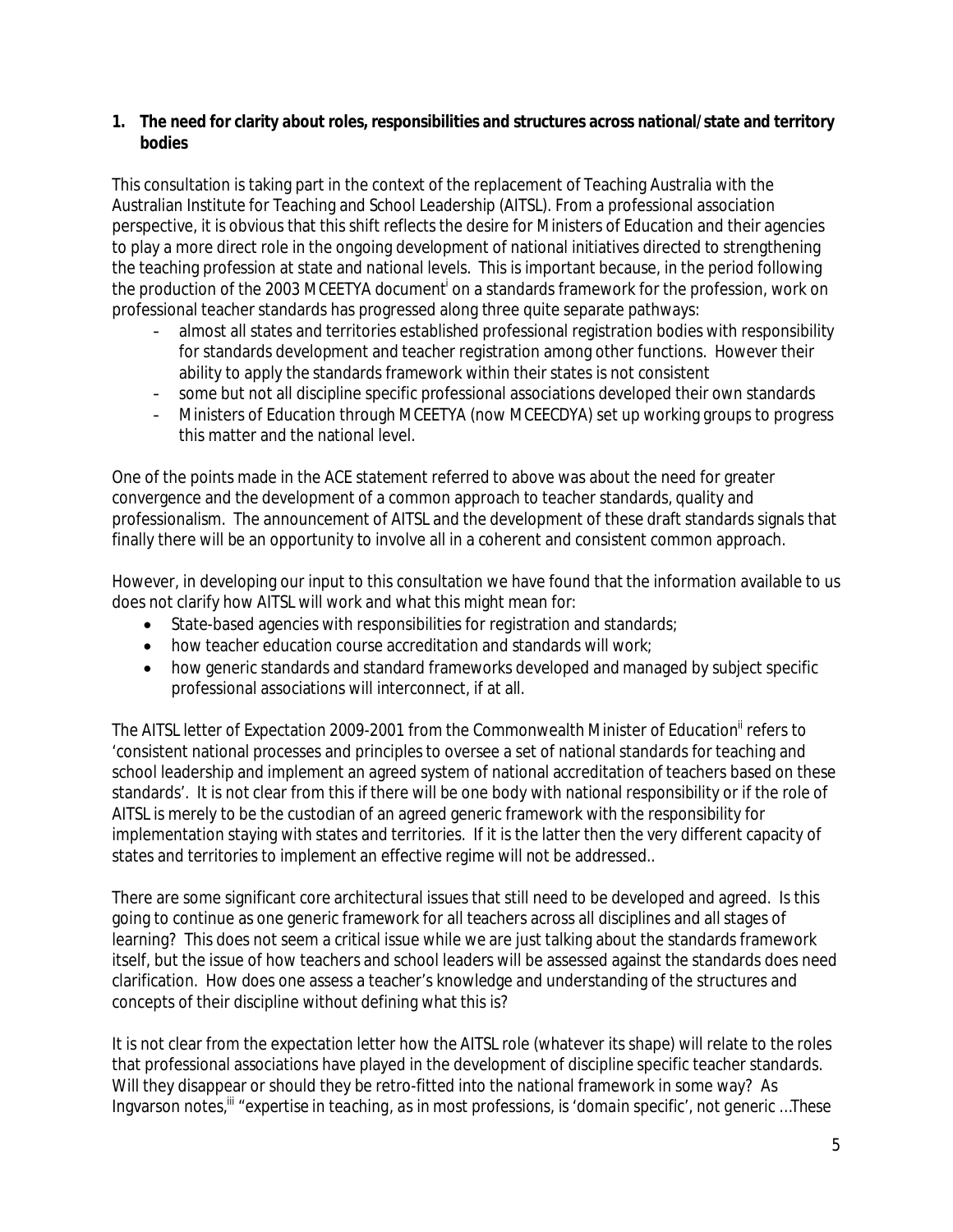**1. The need for clarity about roles, responsibilities and structures across national/state and territory bodies**

This consultation is taking part in the context of the replacement of Teaching Australia with the Australian Institute for Teaching and School Leadership (AITSL). From a professional association perspective, it is obvious that this shift reflects the desire for Ministers of Education and their agencies to play a more direct role in the ongoing development of national initiatives directed to strengthening the teaching profession at state and national levels. This is important because, in the period following the production of the 2003 MCEETYA document[i] on a standards framework for the profession, work on professional teacher standards has progressed along three quite separate pathways:

- almost all states and territories established professional registration bodies with responsibility for standards development and teacher registration among other functions. However their ability to apply the standards framework within their states is not consistent
- some but not all discipline specific professional associations developed their own standards
- Ministers of Education through MCEETYA (now MCEECDYA) set up working groups to progress this matter and the national level.

One of the points made in the ACE statement referred to above was about the need for greater convergence and the development of a common approach to teacher standards, quality and professionalism. The announcement of AITSL and the development of these draft standards signals that finally there will be an opportunity to involve all in a coherent and consistent common approach.

However, in developing our input to this consultation we have found that the information available to us does not clarify how AITSL will work and what this might mean for:

- State-based agencies with responsibilities for registration and standards;
- how teacher education course accreditation and standards will work;
- how generic standards and standard frameworks developed and managed by subject specific professional associations will interconnect, if at all.

The AITSL letter of Expectation 2009-2001 from the Commonwealth Minister of Education[ii] refers to 'consistent national processes and principles to oversee a set of national standards for teaching and school leadership and implement an agreed system of national accreditation of teachers based on these standards'. It is not clear from this if there will be one body with national responsibility or if the role of AITSL is merely to be the custodian of an agreed generic framework with the responsibility for implementation staying with states and territories. If it is the latter then the very different capacity of states and territories to implement an effective regime will not be addressed..

There are some significant core architectural issues that still need to be developed and agreed. Is this going to continue as one generic framework for all teachers across all disciplines and all stages of learning? This does not seem a critical issue while we are just talking about the standards framework itself, but the issue of how teachers and school leaders will be assessed against the standards does need clarification. How does one assess a teacher's knowledge and understanding of the structures and concepts of their discipline without defining what this is?

It is not clear from the expectation letter how the AITSL role (whatever its shape) will relate to the roles that professional associations have played in the development of discipline specific teacher standards. Will they disappear or should they be retro-fitted into the national framework in some way? As Ingvarson notes,[iii] "*expertise in teaching, as in most professions, is 'domain specific', not generic …These*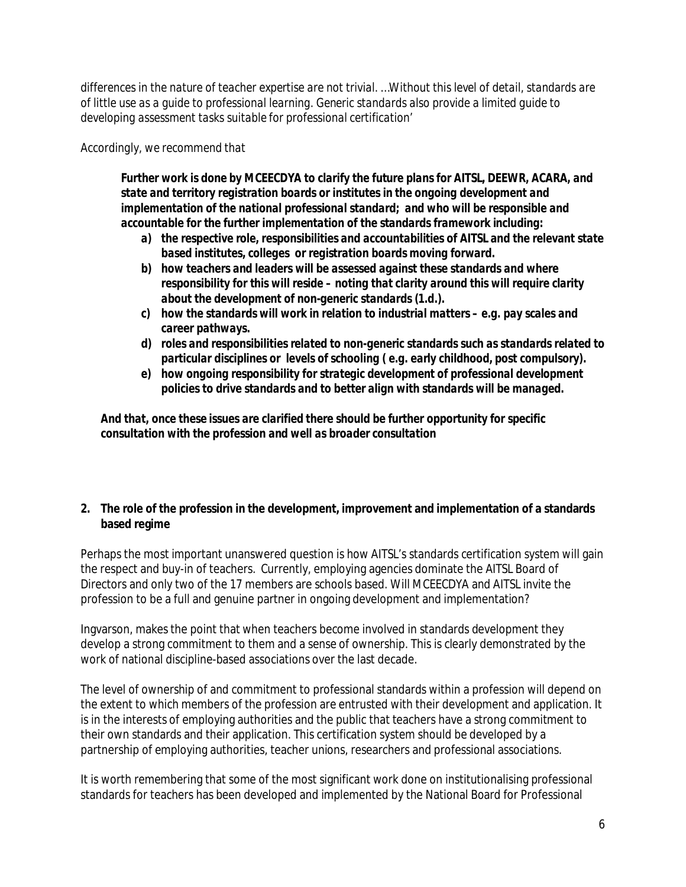*differences in the nature of teacher expertise are not trivial. …Without this level of detail, standards are of little use as a guide to professional learning. Generic standards also provide a limited guide to developing assessment tasks suitable for professional certification'*

*Accordingly, we recommend that*

> ***Further work is done by MCEECDYA to clarify the future plans for AITSL, DEEWR, ACARA, and state and territory registration boards or institutes in the ongoing development and implementation of the national professional standard; and who will be responsible and accountable for the further implementation of the standards framework including:***
>
> ***a) the respective role, responsibilities and accountabilities of AITSL and the relevant state based institutes, colleges or registration boards moving forward.***
> ***b) how teachers and leaders will be assessed against these standards and where responsibility for this will reside – noting that clarity around this will require clarity about the development of non-generic standards (1.d.).***
> ***c) how the standards will work in relation to industrial matters – e.g. pay scales and career pathways.***
> ***d) roles and responsibilities related to non-generic standards such as standards related to particular disciplines or levels of schooling ( e.g. early childhood, post compulsory).***
> ***e) how ongoing responsibility for strategic development of professional development policies to drive standards and to better align with standards will be managed.***

***And that, once these issues are clarified there should be further opportunity for specific consultation with the profession and well as broader consultation***

## 2. The role of the profession in the development, improvement and implementation of a standards based regime

Perhaps the most important unanswered question is how AITSL's standards certification system will gain the respect and buy-in of teachers. Currently, employing agencies dominate the AITSL Board of Directors and only two of the 17 members are schools based. Will MCEECDYA and AITSL invite the profession to be a full and genuine partner in ongoing development and implementation?

Ingvarson, makes the point that when teachers become involved in standards development they develop a strong commitment to them and a sense of ownership. This is clearly demonstrated by the work of national discipline-based associations over the last decade.

The level of ownership of and commitment to professional standards within a profession will depend on the extent to which members of the profession are entrusted with their development and application. It is in the interests of employing authorities and the public that teachers have a strong commitment to their own standards and their application. This certification system should be developed by a partnership of employing authorities, teacher unions, researchers and professional associations.

It is worth remembering that some of the most significant work done on institutionalising professional standards for teachers has been developed and implemented by the National Board for Professional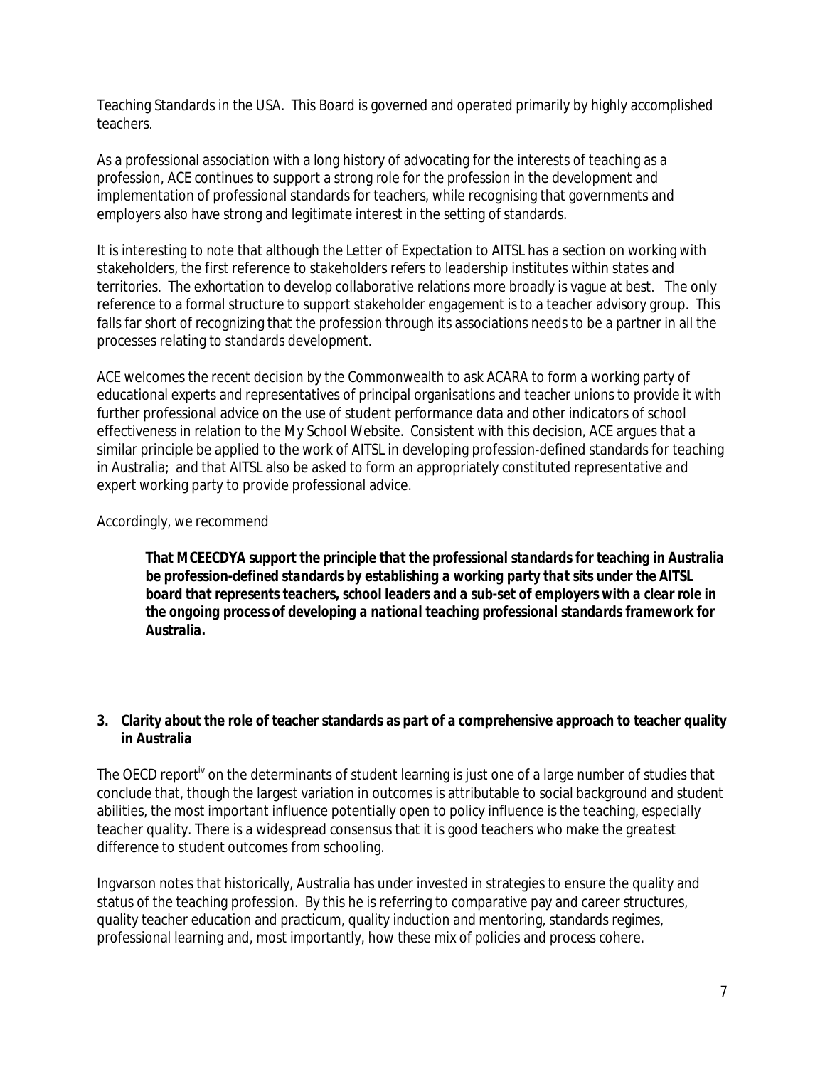Teaching Standards in the USA. This Board is governed and operated primarily by highly accomplished teachers.

As a professional association with a long history of advocating for the interests of teaching as a profession, ACE continues to support a strong role for the profession in the development and implementation of professional standards for teachers, while recognising that governments and employers also have strong and legitimate interest in the setting of standards.

It is interesting to note that although the Letter of Expectation to AITSL has a section on working with stakeholders, the first reference to stakeholders refers to leadership institutes within states and territories. The exhortation to develop collaborative relations more broadly is vague at best. The only reference to a formal structure to support stakeholder engagement is to a teacher advisory group. This falls far short of recognizing that the profession through its associations needs to be a partner in all the processes relating to standards development.

ACE welcomes the recent decision by the Commonwealth to ask ACARA to form a working party of educational experts and representatives of principal organisations and teacher unions to provide it with further professional advice on the use of student performance data and other indicators of school effectiveness in relation to the My School Website. Consistent with this decision, ACE argues that a similar principle be applied to the work of AITSL in developing profession-defined standards for teaching in Australia; and that AITSL also be asked to form an appropriately constituted representative and expert working party to provide professional advice.

Accordingly, we recommend

> ***That MCEECDYA support the principle that the professional standards for teaching in Australia be profession-defined standards by establishing a working party that sits under the AITSL board that represents teachers, school leaders and a sub-set of employers with a clear role in the ongoing process of developing a national teaching professional standards framework for Australia.***

**3. Clarity about the role of teacher standards as part of a comprehensive approach to teacher quality in Australia**

The OECD report[iv] on the determinants of student learning is just one of a large number of studies that conclude that, though the largest variation in outcomes is attributable to social background and student abilities, the most important influence potentially open to policy influence is the teaching, especially teacher quality. There is a widespread consensus that it is good teachers who make the greatest difference to student outcomes from schooling.

Ingvarson notes that historically, Australia has under invested in strategies to ensure the quality and status of the teaching profession. By this he is referring to comparative pay and career structures, quality teacher education and practicum, quality induction and mentoring, standards regimes, professional learning and, most importantly, how these mix of policies and process cohere.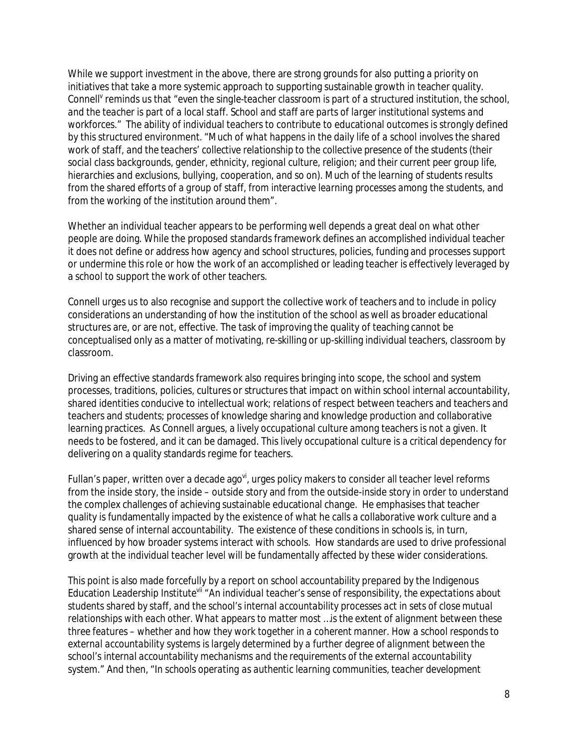While we support investment in the above, there are strong grounds for also putting a priority on initiatives that take a more systemic approach to supporting sustainable growth in teacher quality. Connell[v] reminds us that "*even the single-teacher classroom is part of a structured institution, the school, and the teacher is part of a local staff. School and staff are parts of larger institutional systems and workforces.*" The ability of individual teachers to contribute to educational outcomes is strongly defined by this structured environment. "*Much of what happens in the daily life of a school involves the shared work of staff, and the teachers' collective relationship to the collective presence of the students (their social class backgrounds, gender, ethnicity, regional culture, religion; and their current peer group life, hierarchies and exclusions, bullying, cooperation, and so on). Much of the learning of students results from the shared efforts of a group of staff, from interactive learning processes among the students, and from the working of the institution around them*".

Whether an individual teacher appears to be performing well depends a great deal on what other people are doing. While the proposed standards framework defines an accomplished individual teacher it does not define or address how agency and school structures, policies, funding and processes support or undermine this role or how the work of an accomplished or leading teacher is effectively leveraged by a school to support the work of other teachers.

Connell urges us to also recognise and support the collective work of teachers and to include in policy considerations an understanding of how the institution of the school as well as broader educational structures are, or are not, effective. The task of improving the quality of teaching cannot be conceptualised only as a matter of motivating, re-skilling or up-skilling individual teachers, classroom by classroom.

Driving an effective standards framework also requires bringing into scope, the school and system processes, traditions, policies, cultures or structures that impact on within school internal accountability, shared identities conducive to intellectual work; relations of respect between teachers and teachers and teachers and students; processes of knowledge sharing and knowledge production and collaborative learning practices. As Connell argues, a lively occupational culture among teachers is not a given. It needs to be fostered, and it can be damaged. This lively occupational culture is a critical dependency for delivering on a quality standards regime for teachers.

Fullan's paper, written over a decade ago[vi], urges policy makers to consider all teacher level reforms from the inside story, the inside – outside story and from the outside-inside story in order to understand the complex challenges of achieving sustainable educational change. He emphasises that teacher quality is fundamentally impacted by the existence of what he calls a collaborative work culture and a shared sense of internal accountability. The existence of these conditions in schools is, in turn, influenced by how broader systems interact with schools. How standards are used to drive professional growth at the individual teacher level will be fundamentally affected by these wider considerations.

This point is also made forcefully by a report on school accountability prepared by the Indigenous Education Leadership Institute[vii] "*An individual teacher's sense of responsibility, the expectations about students shared by staff, and the school's internal accountability processes act in sets of close mutual relationships with each other. What appears to matter most …is the extent of alignment between these three features – whether and how they work together in a coherent manner. How a school responds to external accountability systems is largely determined by a further degree of alignment between the school's internal accountability mechanisms and the requirements of the external accountability system.*" And then, "*In schools operating as authentic learning communities, teacher development*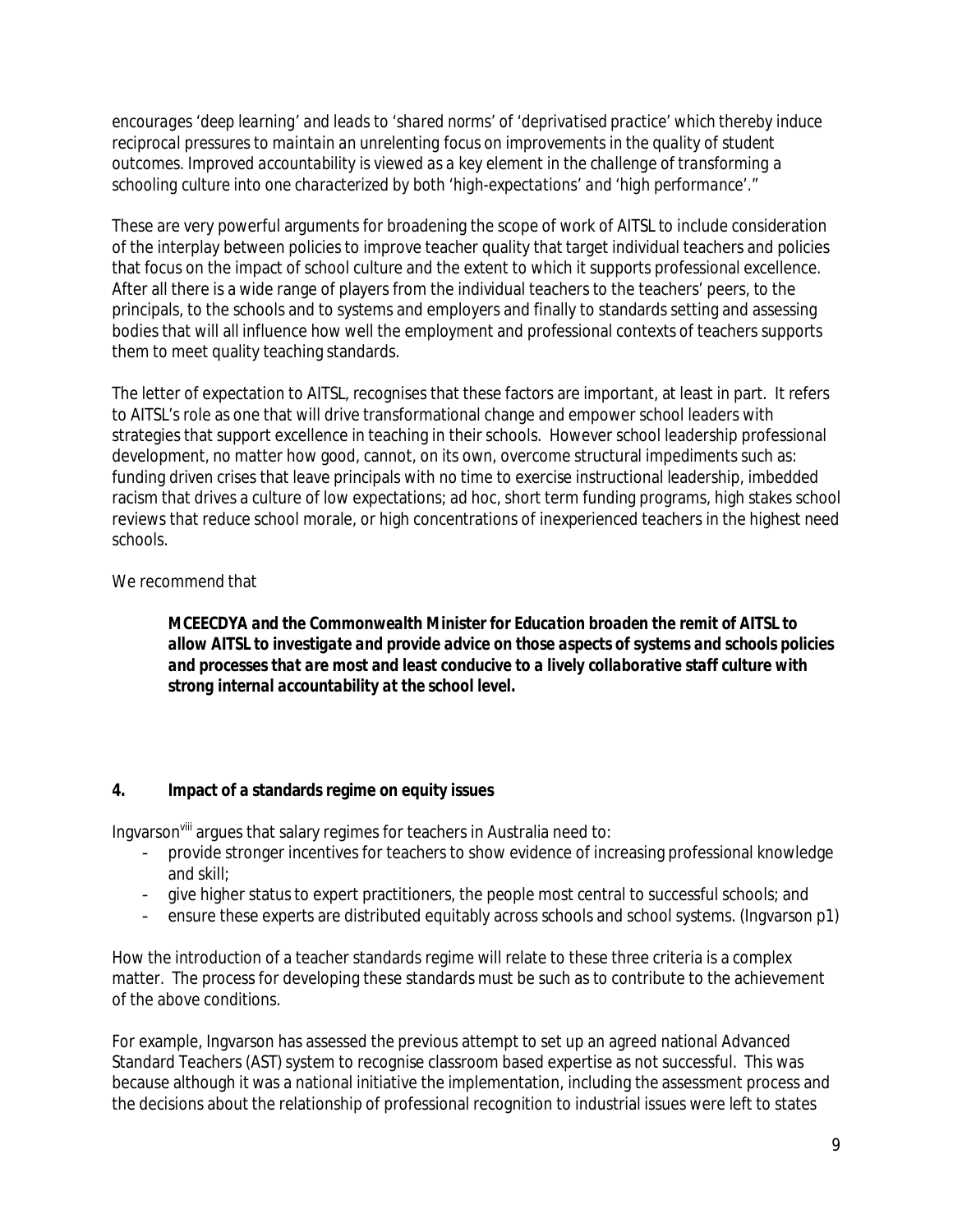*encourages 'deep learning' and leads to 'shared norms' of 'deprivatised practice' which thereby induce reciprocal pressures to maintain an unrelenting focus on improvements in the quality of student outcomes. Improved accountability is viewed as a key element in the challenge of transforming a schooling culture into one characterized by both 'high-expectations' and 'high performance'."*

These are very powerful arguments for broadening the scope of work of AITSL to include consideration of the interplay between policies to improve teacher quality that target individual teachers and policies that focus on the impact of school culture and the extent to which it supports professional excellence. After all there is a wide range of players from the individual teachers to the teachers' peers, to the principals, to the schools and to systems and employers and finally to standards setting and assessing bodies that will all influence how well the employment and professional contexts of teachers supports them to meet quality teaching standards.

The letter of expectation to AITSL, recognises that these factors are important, at least in part. It refers to AITSL's role as one that will drive transformational change and empower school leaders with strategies that support excellence in teaching in their schools. However school leadership professional development, no matter how good, cannot, on its own, overcome structural impediments such as: funding driven crises that leave principals with no time to exercise instructional leadership, imbedded racism that drives a culture of low expectations; ad hoc, short term funding programs, high stakes school reviews that reduce school morale, or high concentrations of inexperienced teachers in the highest need schools.

We recommend that

> ***MCEECDYA and the Commonwealth Minister for Education broaden the remit of AITSL to allow AITSL to investigate and provide advice on those aspects of systems and schools policies and processes that are most and least conducive to a lively collaborative staff culture with strong internal accountability at the school level.***

## 4. Impact of a standards regime on equity issues

Ingvarson[viii] argues that salary regimes for teachers in Australia need to:

- provide stronger incentives for teachers to show evidence of increasing professional knowledge and skill;
- give higher status to expert practitioners, the people most central to successful schools; and
- ensure these experts are distributed equitably across schools and school systems. (Ingvarson p1)

How the introduction of a teacher standards regime will relate to these three criteria is a complex matter. The process for developing these standards must be such as to contribute to the achievement of the above conditions.

For example, Ingvarson has assessed the previous attempt to set up an agreed national Advanced Standard Teachers (AST) system to recognise classroom based expertise as not successful. This was because although it was a national initiative the implementation, including the assessment process and the decisions about the relationship of professional recognition to industrial issues were left to states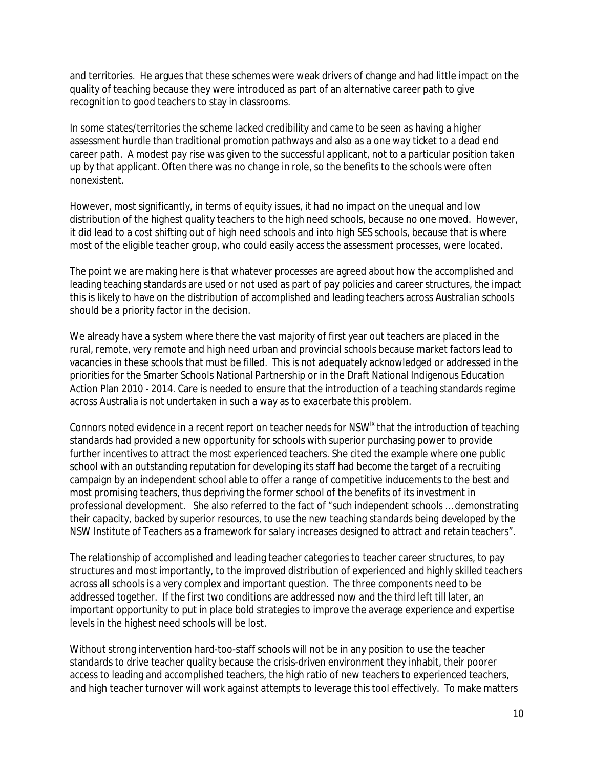and territories. He argues that these schemes were weak drivers of change and had little impact on the quality of teaching because they were introduced as part of an alternative career path to give recognition to good teachers to stay in classrooms.

In some states/territories the scheme lacked credibility and came to be seen as having a higher assessment hurdle than traditional promotion pathways and also as a one way ticket to a dead end career path. A modest pay rise was given to the successful applicant, not to a particular position taken up by that applicant. Often there was no change in role, so the benefits to the schools were often nonexistent.

However, most significantly, in terms of equity issues, it had no impact on the unequal and low distribution of the highest quality teachers to the high need schools, because no one moved. However, it did lead to a cost shifting out of high need schools and into high SES schools, because that is where most of the eligible teacher group, who could easily access the assessment processes, were located.

The point we are making here is that whatever processes are agreed about how the accomplished and leading teaching standards are used or not used as part of pay policies and career structures, the impact this is likely to have on the distribution of accomplished and leading teachers across Australian schools should be a priority factor in the decision.

We already have a system where there the vast majority of first year out teachers are placed in the rural, remote, very remote and high need urban and provincial schools because market factors lead to vacancies in these schools that must be filled. This is not adequately acknowledged or addressed in the priorities for the Smarter Schools National Partnership or in the Draft National Indigenous Education Action Plan 2010 - 2014. Care is needed to ensure that the introduction of a teaching standards regime across Australia is not undertaken in such a way as to exacerbate this problem.

Connors noted evidence in a recent report on teacher needs for NSW[ix] that the introduction of teaching standards had provided a new opportunity for schools with superior purchasing power to provide further incentives to attract the most experienced teachers. She cited the example where one public school with an outstanding reputation for developing its staff had become the target of a recruiting campaign by an independent school able to offer a range of competitive inducements to the best and most promising teachers, thus depriving the former school of the benefits of its investment in professional development. She also referred to the fact of "*such independent schools … demonstrating their capacity, backed by superior resources, to use the new teaching standards being developed by the NSW Institute of Teachers as a framework for salary increases designed to attract and retain teachers*".

The relationship of accomplished and leading teacher categories to teacher career structures, to pay structures and most importantly, to the improved distribution of experienced and highly skilled teachers across all schools is a very complex and important question. The three components need to be addressed together. If the first two conditions are addressed now and the third left till later, an important opportunity to put in place bold strategies to improve the average experience and expertise levels in the highest need schools will be lost.

Without strong intervention hard-too-staff schools will not be in any position to use the teacher standards to drive teacher quality because the crisis-driven environment they inhabit, their poorer access to leading and accomplished teachers, the high ratio of new teachers to experienced teachers, and high teacher turnover will work against attempts to leverage this tool effectively. To make matters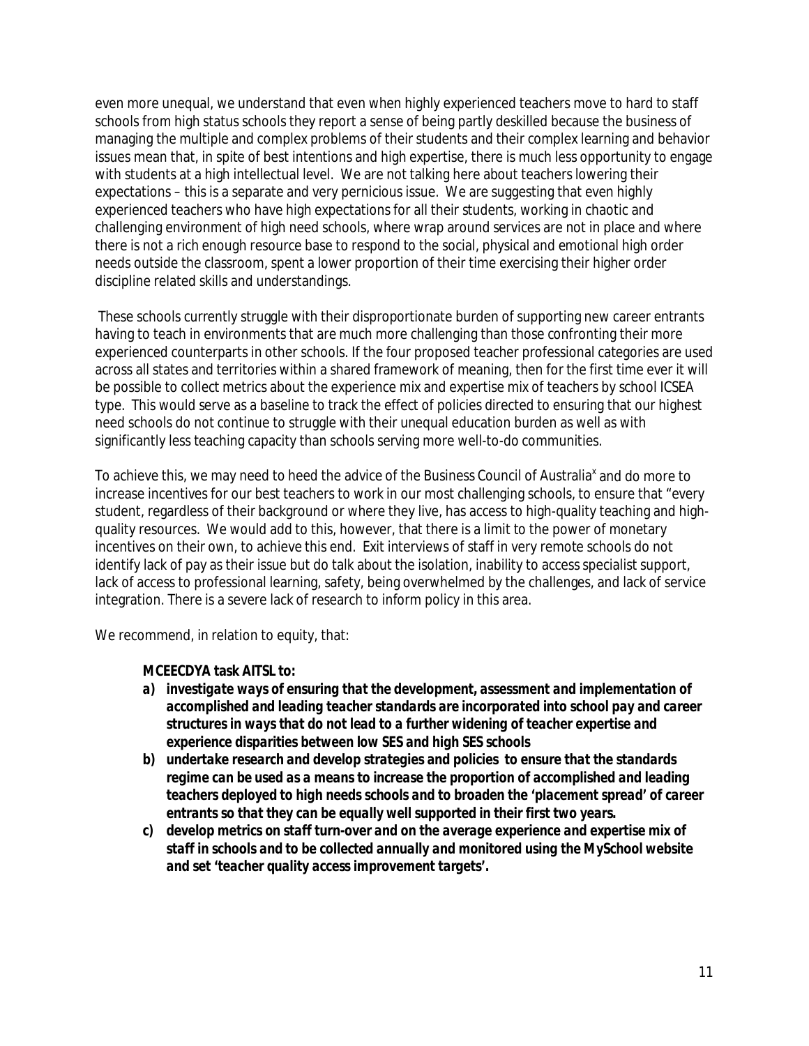even more unequal, we understand that even when highly experienced teachers move to hard to staff schools from high status schools they report a sense of being partly deskilled because the business of managing the multiple and complex problems of their students and their complex learning and behavior issues mean that, in spite of best intentions and high expertise, there is much less opportunity to engage with students at a high intellectual level. We are not talking here about teachers lowering their expectations – this is a separate and very pernicious issue. We are suggesting that even highly experienced teachers who have high expectations for all their students, working in chaotic and challenging environment of high need schools, where wrap around services are not in place and where there is not a rich enough resource base to respond to the social, physical and emotional high order needs outside the classroom, spent a lower proportion of their time exercising their higher order discipline related skills and understandings.

These schools currently struggle with their disproportionate burden of supporting new career entrants having to teach in environments that are much more challenging than those confronting their more experienced counterparts in other schools. If the four proposed teacher professional categories are used across all states and territories within a shared framework of meaning, then for the first time ever it will be possible to collect metrics about the experience mix and expertise mix of teachers by school ICSEA type. This would serve as a baseline to track the effect of policies directed to ensuring that our highest need schools do not continue to struggle with their unequal education burden as well as with significantly less teaching capacity than schools serving more well-to-do communities.

To achieve this, we may need to heed the advice of the Business Council of Australia[x] and do more to increase incentives for our best teachers to work in our most challenging schools, to ensure that "every student, regardless of their background or where they live, has access to high-quality teaching and high-quality resources. We would add to this, however, that there is a limit to the power of monetary incentives on their own, to achieve this end. Exit interviews of staff in very remote schools do not identify lack of pay as their issue but do talk about the isolation, inability to access specialist support, lack of access to professional learning, safety, being overwhelmed by the challenges, and lack of service integration. There is a severe lack of research to inform policy in this area.

We recommend, in relation to equity, that:

***MCEECDYA task AITSL to:***

- ***a) investigate ways of ensuring that the development, assessment and implementation of accomplished and leading teacher standards are incorporated into school pay and career structures in ways that do not lead to a further widening of teacher expertise and experience disparities between low SES and high SES schools***
- ***b) undertake research and develop strategies and policies to ensure that the standards regime can be used as a means to increase the proportion of accomplished and leading teachers deployed to high needs schools and to broaden the 'placement spread' of career entrants so that they can be equally well supported in their first two years.***
- ***c) develop metrics on staff turn-over and on the average experience and expertise mix of staff in schools and to be collected annually and monitored using the MySchool website and set 'teacher quality access improvement targets'.***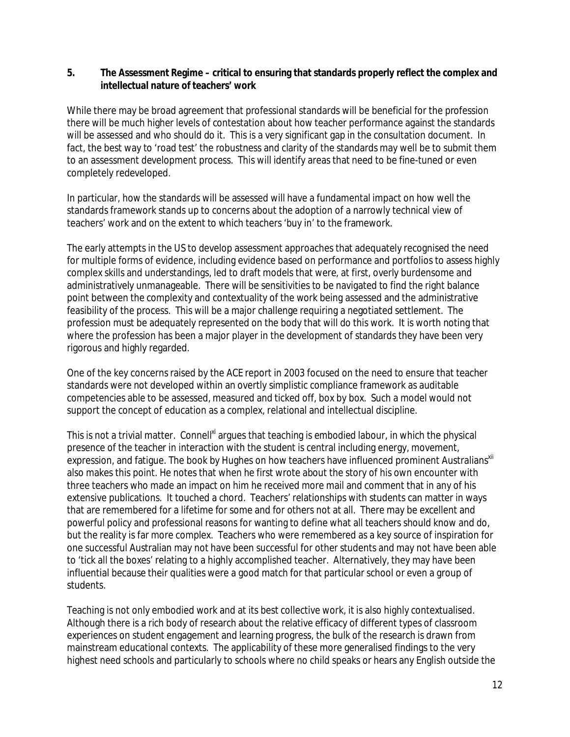## 5. The Assessment Regime – critical to ensuring that standards properly reflect the complex and intellectual nature of teachers' work

While there may be broad agreement that professional standards will be beneficial for the profession there will be much higher levels of contestation about how teacher performance against the standards will be assessed and who should do it. This is a very significant gap in the consultation document. In fact, the best way to 'road test' the robustness and clarity of the standards may well be to submit them to an assessment development process. This will identify areas that need to be fine-tuned or even completely redeveloped.

In particular, how the standards will be assessed will have a fundamental impact on how well the standards framework stands up to concerns about the adoption of a narrowly technical view of teachers' work and on the extent to which teachers 'buy in' to the framework.

The early attempts in the US to develop assessment approaches that adequately recognised the need for multiple forms of evidence, including evidence based on performance and portfolios to assess highly complex skills and understandings, led to draft models that were, at first, overly burdensome and administratively unmanageable. There will be sensitivities to be navigated to find the right balance point between the complexity and contextuality of the work being assessed and the administrative feasibility of the process. This will be a major challenge requiring a negotiated settlement. The profession must be adequately represented on the body that will do this work. It is worth noting that where the profession has been a major player in the development of standards they have been very rigorous and highly regarded.

One of the key concerns raised by the ACE report in 2003 focused on the need to ensure that teacher standards were not developed within an overtly simplistic compliance framework as auditable competencies able to be assessed, measured and ticked off, box by box. Such a model would not support the concept of education as a complex, relational and intellectual discipline.

This is not a trivial matter. Connell[xi] argues that teaching is embodied labour, in which the physical presence of the teacher in interaction with the student is central including energy, movement, expression, and fatigue. The book by Hughes on how teachers have influenced prominent Australians[xii] also makes this point. He notes that when he first wrote about the story of his own encounter with three teachers who made an impact on him he received more mail and comment that in any of his extensive publications. It touched a chord. Teachers' relationships with students can matter in ways that are remembered for a lifetime for some and for others not at all. There may be excellent and powerful policy and professional reasons for wanting to define what all teachers should know and do, but the reality is far more complex. Teachers who were remembered as a key source of inspiration for one successful Australian may not have been successful for other students and may not have been able to 'tick all the boxes' relating to a highly accomplished teacher. Alternatively, they may have been influential because their qualities were a good match for that particular school or even a group of students.

Teaching is not only embodied work and at its best collective work, it is also highly contextualised. Although there is a rich body of research about the relative efficacy of different types of classroom experiences on student engagement and learning progress, the bulk of the research is drawn from mainstream educational contexts. The applicability of these more generalised findings to the very highest need schools and particularly to schools where no child speaks or hears any English outside the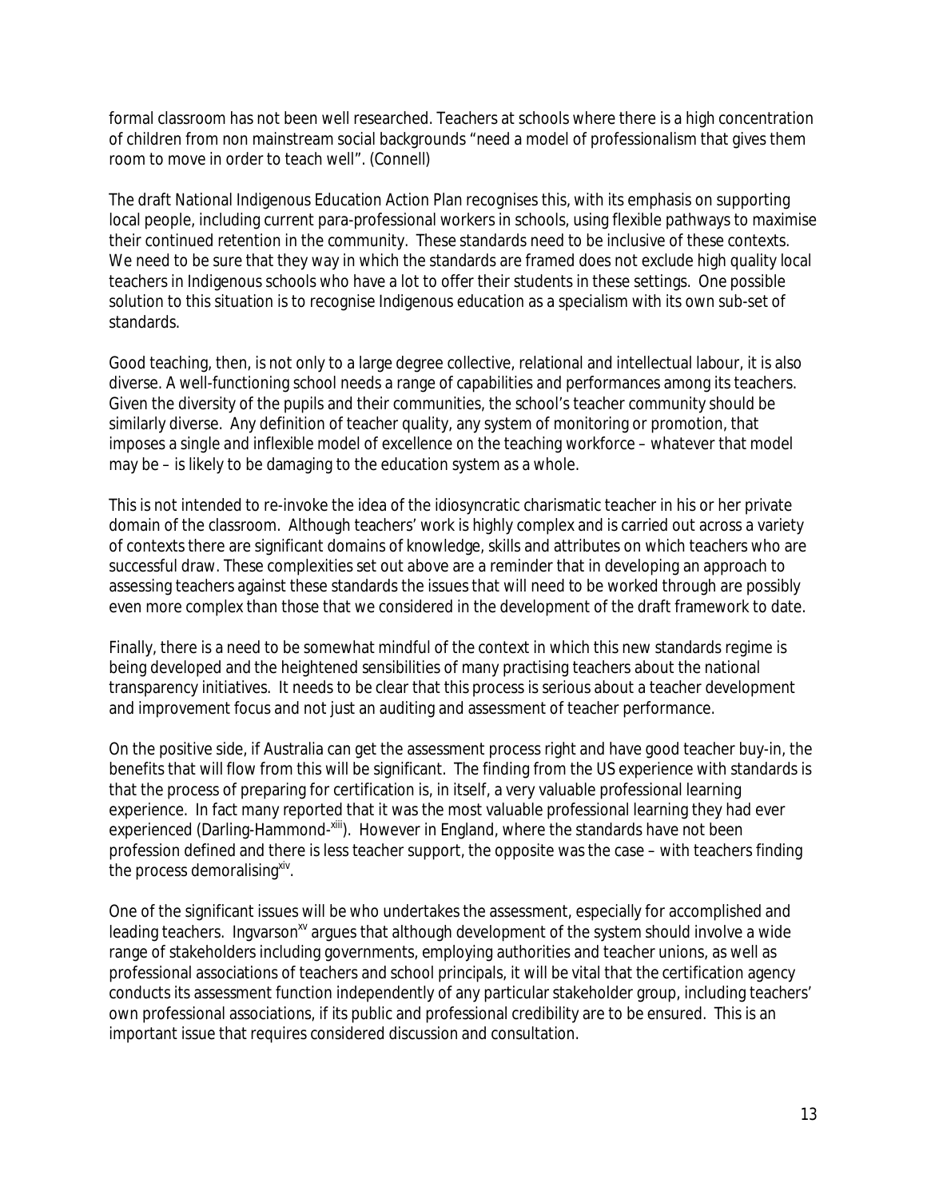formal classroom has not been well researched. Teachers at schools where there is a high concentration of children from non mainstream social backgrounds "need a model of professionalism that gives them room to move in order to teach well". (Connell)

The draft National Indigenous Education Action Plan recognises this, with its emphasis on supporting local people, including current para-professional workers in schools, using flexible pathways to maximise their continued retention in the community. These standards need to be inclusive of these contexts. We need to be sure that they way in which the standards are framed does not exclude high quality local teachers in Indigenous schools who have a lot to offer their students in these settings. One possible solution to this situation is to recognise Indigenous education as a specialism with its own sub-set of standards.

Good teaching, then, is not only to a large degree collective, relational and intellectual labour, it is also diverse. A well-functioning school needs a range of capabilities and performances among its teachers. Given the diversity of the pupils and their communities, the school's teacher community should be similarly diverse. Any definition of teacher quality, any system of monitoring or promotion, that imposes a single and inflexible model of excellence on the teaching workforce – whatever that model may be – is likely to be damaging to the education system as a whole.

This is not intended to re-invoke the idea of the idiosyncratic charismatic teacher in his or her private domain of the classroom. Although teachers' work is highly complex and is carried out across a variety of contexts there are significant domains of knowledge, skills and attributes on which teachers who are successful draw. These complexities set out above are a reminder that in developing an approach to assessing teachers against these standards the issues that will need to be worked through are possibly even more complex than those that we considered in the development of the draft framework to date.

Finally, there is a need to be somewhat mindful of the context in which this new standards regime is being developed and the heightened sensibilities of many practising teachers about the national transparency initiatives. It needs to be clear that this process is serious about a teacher development and improvement focus and not just an auditing and assessment of teacher performance.

On the positive side, if Australia can get the assessment process right and have good teacher buy-in, the benefits that will flow from this will be significant. The finding from the US experience with standards is that the process of preparing for certification is, in itself, a very valuable professional learning experience. In fact many reported that it was the most valuable professional learning they had ever experienced (Darling-Hammond-[xiii]). However in England, where the standards have not been profession defined and there is less teacher support, the opposite was the case – with teachers finding the process demoralising[xiv].

One of the significant issues will be who undertakes the assessment, especially for accomplished and leading teachers. Ingvarson[xv] argues that although development of the system should involve a wide range of stakeholders including governments, employing authorities and teacher unions, as well as professional associations of teachers and school principals, it will be vital that the certification agency conducts its assessment function independently of any particular stakeholder group, including teachers' own professional associations, if its public and professional credibility are to be ensured. This is an important issue that requires considered discussion and consultation.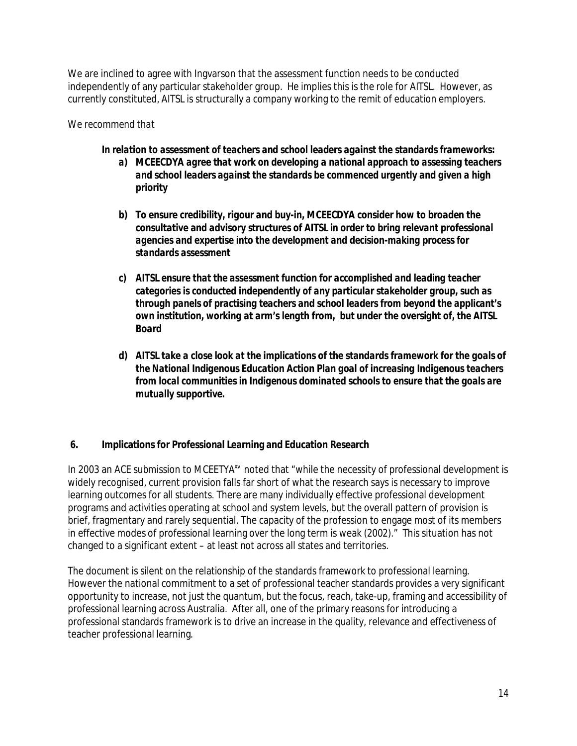We are inclined to agree with Ingvarson that the assessment function needs to be conducted independently of any particular stakeholder group. He implies this is the role for AITSL. However, as currently constituted, AITSL is structurally a company working to the remit of education employers.

*We recommend that*

***In relation to assessment of teachers and school leaders against the standards frameworks:***

***a) MCEECDYA agree that work on developing a national approach to assessing teachers and school leaders against the standards be commenced urgently and given a high priority***

***b) To ensure credibility, rigour and buy-in, MCEECDYA consider how to broaden the consultative and advisory structures of AITSL in order to bring relevant professional agencies and expertise into the development and decision-making process for standards assessment***

***c) AITSL ensure that the assessment function for accomplished and leading teacher categories is conducted independently of any particular stakeholder group, such as through panels of practising teachers and school leaders from beyond the applicant's own institution, working at arm's length from, but under the oversight of, the AITSL Board***

***d) AITSL take a close look at the implications of the standards framework for the goals of the National Indigenous Education Action Plan goal of increasing Indigenous teachers from local communities in Indigenous dominated schools to ensure that the goals are mutually supportive.***

## 6. Implications for Professional Learning and Education Research

In 2003 an ACE submission to MCEETYA[xvi] noted that "while the necessity of professional development is widely recognised, current provision falls far short of what the research says is necessary to improve learning outcomes for all students. There are many individually effective professional development programs and activities operating at school and system levels, but the overall pattern of provision is brief, fragmentary and rarely sequential. The capacity of the profession to engage most of its members in effective modes of professional learning over the long term is weak (2002)." This situation has not changed to a significant extent – at least not across all states and territories.

The document is silent on the relationship of the standards framework to professional learning. However the national commitment to a set of professional teacher standards provides a very significant opportunity to increase, not just the quantum, but the focus, reach, take-up, framing and accessibility of professional learning across Australia. After all, one of the primary reasons for introducing a professional standards framework is to drive an increase in the quality, relevance and effectiveness of teacher professional learning.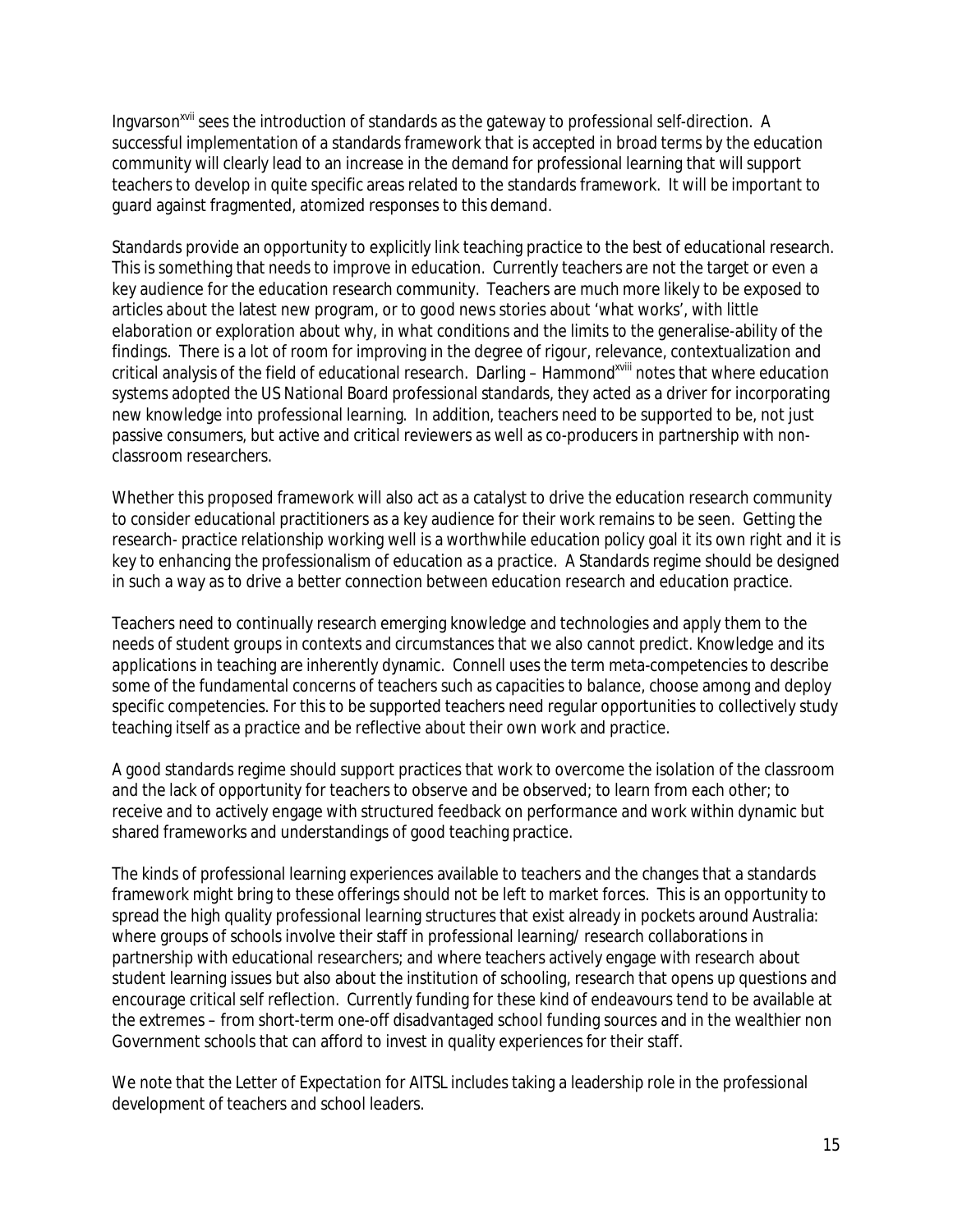Ingvarson[xvii] sees the introduction of standards as the gateway to professional self-direction. A successful implementation of a standards framework that is accepted in broad terms by the education community will clearly lead to an increase in the demand for professional learning that will support teachers to develop in quite specific areas related to the standards framework. It will be important to guard against fragmented, atomized responses to this demand.

Standards provide an opportunity to explicitly link teaching practice to the best of educational research. This is something that needs to improve in education. Currently teachers are not the target or even a key audience for the education research community. Teachers are much more likely to be exposed to articles about the latest new program, or to good news stories about 'what works', with little elaboration or exploration about why, in what conditions and the limits to the generalise-ability of the findings. There is a lot of room for improving in the degree of rigour, relevance, contextualization and critical analysis of the field of educational research. Darling – Hammond[xviii] notes that where education systems adopted the US National Board professional standards, they acted as a driver for incorporating new knowledge into professional learning. In addition, teachers need to be supported to be, not just passive consumers, but active and critical reviewers as well as co-producers in partnership with non-classroom researchers.

Whether this proposed framework will also act as a catalyst to drive the education research community to consider educational practitioners as a key audience for their work remains to be seen. Getting the research- practice relationship working well is a worthwhile education policy goal it its own right and it is key to enhancing the professionalism of education as a practice. A Standards regime should be designed in such a way as to drive a better connection between education research and education practice.

Teachers need to continually research emerging knowledge and technologies and apply them to the needs of student groups in contexts and circumstances that we also cannot predict. Knowledge and its applications in teaching are inherently dynamic. Connell uses the term meta-competencies to describe some of the fundamental concerns of teachers such as capacities to balance, choose among and deploy specific competencies. For this to be supported teachers need regular opportunities to collectively study teaching itself as a practice and be reflective about their own work and practice.

A good standards regime should support practices that work to overcome the isolation of the classroom and the lack of opportunity for teachers to observe and be observed; to learn from each other; to receive and to actively engage with structured feedback on performance and work within dynamic but shared frameworks and understandings of good teaching practice.

The kinds of professional learning experiences available to teachers and the changes that a standards framework might bring to these offerings should not be left to market forces. This is an opportunity to spread the high quality professional learning structures that exist already in pockets around Australia: where groups of schools involve their staff in professional learning/ research collaborations in partnership with educational researchers; and where teachers actively engage with research about student learning issues but also about the institution of schooling, research that opens up questions and encourage critical self reflection. Currently funding for these kind of endeavours tend to be available at the extremes – from short-term one-off disadvantaged school funding sources and in the wealthier non Government schools that can afford to invest in quality experiences for their staff.

We note that the Letter of Expectation for AITSL includes taking a leadership role in the professional development of teachers and school leaders.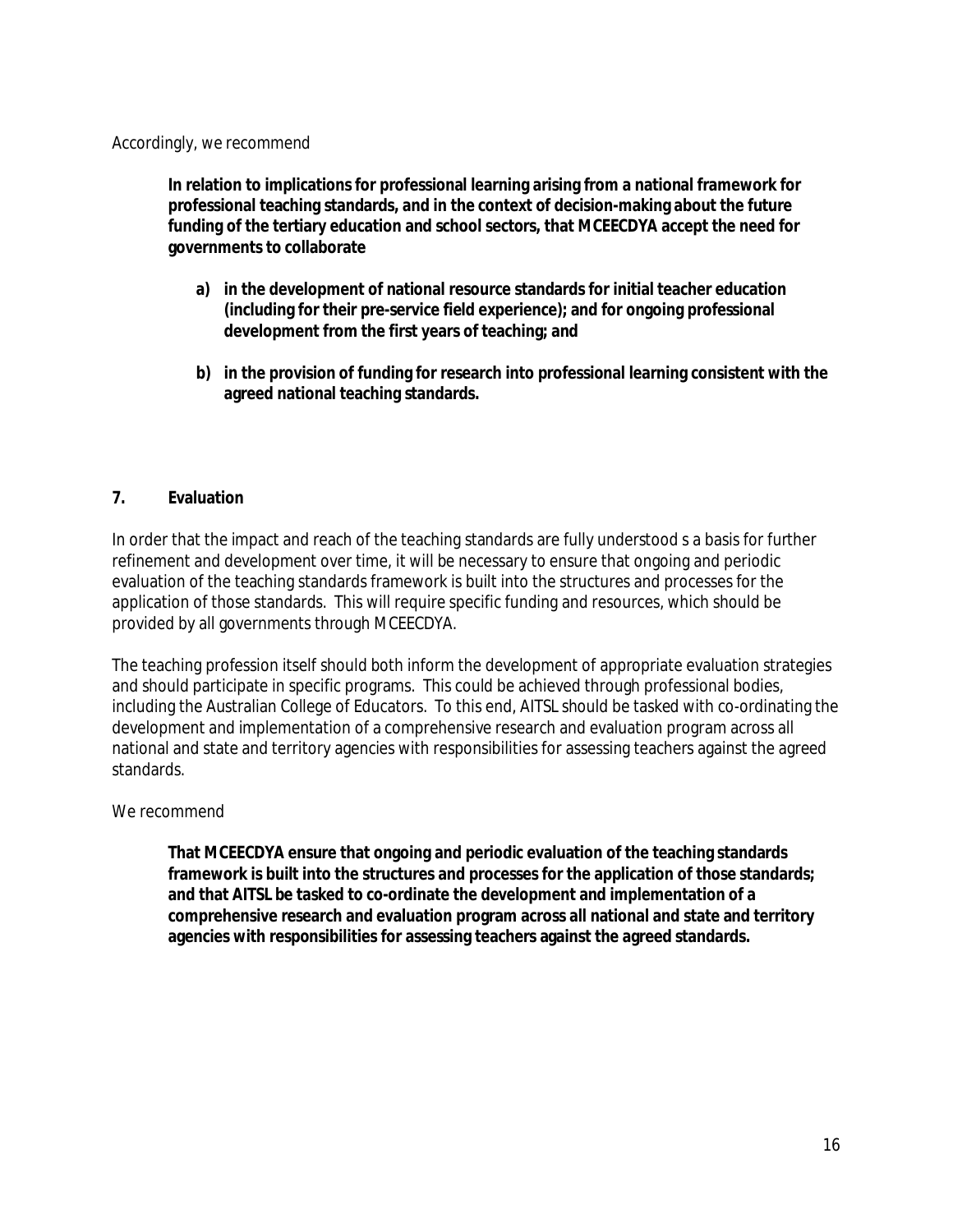Accordingly, we recommend

> **In relation to implications for professional learning arising from a national framework for professional teaching standards, and in the context of decision-making about the future funding of the tertiary education and school sectors, that MCEECDYA accept the need for governments to collaborate**
>
> **a) in the development of national resource standards for initial teacher education (including for their pre-service field experience); and for ongoing professional development from the first years of teaching; and**
>
> **b) in the provision of funding for research into professional learning consistent with the agreed national teaching standards.**

## 7. Evaluation

In order that the impact and reach of the teaching standards are fully understood s a basis for further refinement and development over time, it will be necessary to ensure that ongoing and periodic evaluation of the teaching standards framework is built into the structures and processes for the application of those standards. This will require specific funding and resources, which should be provided by all governments through MCEECDYA.

The teaching profession itself should both inform the development of appropriate evaluation strategies and should participate in specific programs. This could be achieved through professional bodies, including the Australian College of Educators. To this end, AITSL should be tasked with co-ordinating the development and implementation of a comprehensive research and evaluation program across all national and state and territory agencies with responsibilities for assessing teachers against the agreed standards.

We recommend

> **That MCEECDYA ensure that ongoing and periodic evaluation of the teaching standards framework is built into the structures and processes for the application of those standards; and that AITSL be tasked to co-ordinate the development and implementation of a comprehensive research and evaluation program across all national and state and territory agencies with responsibilities for assessing teachers against the agreed standards.**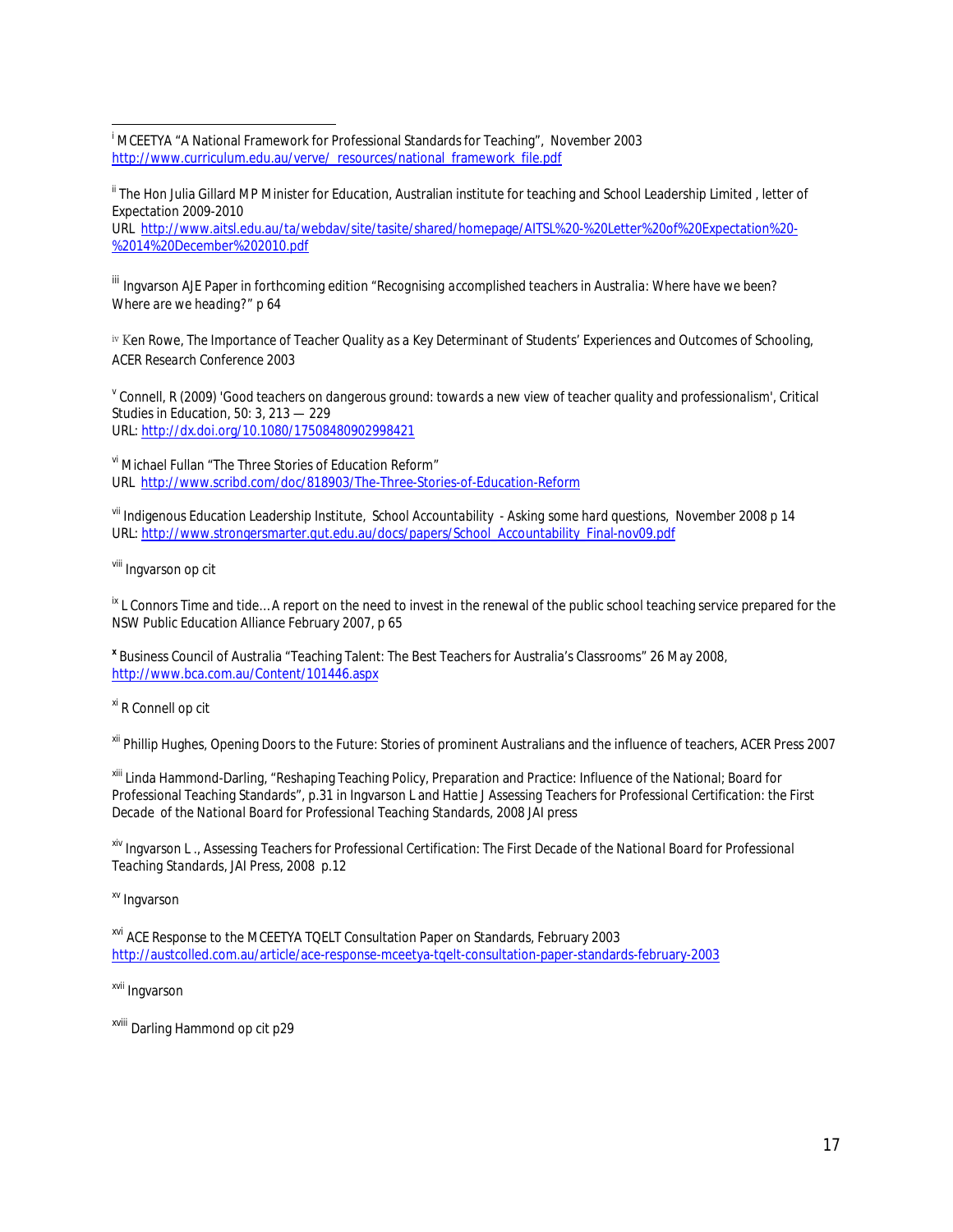[i] MCEETYA "A National Framework for Professional Standards for Teaching", November 2003
http://www.curriculum.edu.au/verve/_resources/national_framework_file.pdf

[ii] The Hon Julia Gillard MP Minister for Education, Australian institute for teaching and School Leadership Limited , letter of Expectation 2009-2010
URL http://www.aitsl.edu.au/ta/webdav/site/tasite/shared/homepage/AITSL%20-%20Letter%20of%20Expectation%20-%2014%20December%202010.pdf

[iii] Ingvarson AJE Paper in forthcoming edition "*Recognising accomplished teachers in Australia: Where have we been? Where are we heading?*" p 64

[iv] Ken Rowe, The Importance of Teacher Quality as a Key Determinant of Students' Experiences and Outcomes of Schooling, ACER Research Conference 2003

[v] Connell, R (2009) 'Good teachers on dangerous ground: towards a new view of teacher quality and professionalism', Critical Studies in Education, 50: 3, 213 — 229
URL: http://dx.doi.org/10.1080/17508480902998421

[vi] Michael Fullan "The Three Stories of Education Reform"
URL http://www.scribd.com/doc/818903/The-Three-Stories-of-Education-Reform

[vii] Indigenous Education Leadership Institute, *School Accountability - Asking some hard questions*, November 2008 p 14
URL: http://www.strongersmarter.qut.edu.au/docs/papers/School_Accountability_Final-nov09.pdf

[viii] Ingvarson op cit

[ix] L Connors Time and tide…A report on the need to invest in the renewal of the public school teaching service prepared for the NSW Public Education Alliance February 2007, p 65

[x] Business Council of Australia "Teaching Talent: The Best Teachers for Australia's Classrooms" 26 May 2008,
http://www.bca.com.au/Content/101446.aspx

[xi] R Connell op cit

[xii] Phillip Hughes, Opening Doors to the Future: Stories of prominent Australians and the influence of teachers, ACER Press 2007

[xiii] Linda Hammond-Darling, "Reshaping Teaching Policy, Preparation and Practice: Influence of the National; Board for Professional Teaching Standards", p.31 in Ingvarson L and Hattie J *Assessing Teachers for Professional Certification: the First Decade of the National Board for Professional Teaching Standards*, 2008 JAI press

[xiv] Ingvarson L ., *Assessing Teachers for Professional Certification: The First Decade of the National Board for Professional Teaching Standards*, JAI Press, 2008 p.12

[xv] Ingvarson

[xvi] ACE Response to the MCEETYA TQELT Consultation Paper on Standards, February 2003
http://austcolled.com.au/article/ace-response-mceetya-tqelt-consultation-paper-standards-february-2003

[xvii] Ingvarson

[xviii] Darling Hammond op cit p29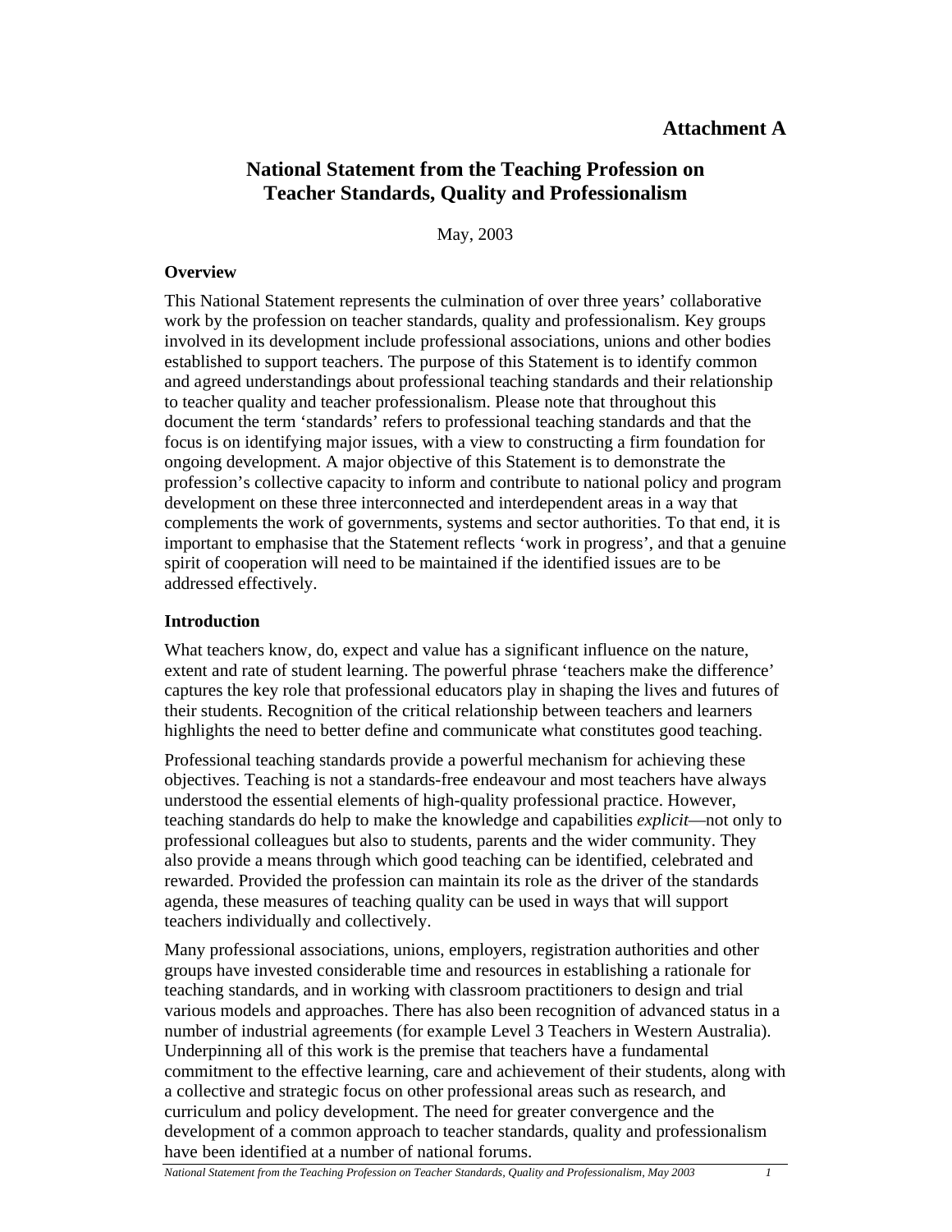**Attachment A**

# National Statement from the Teaching Profession on Teacher Standards, Quality and Professionalism

May, 2003

## Overview

This National Statement represents the culmination of over three years' collaborative work by the profession on teacher standards, quality and professionalism. Key groups involved in its development include professional associations, unions and other bodies established to support teachers. The purpose of this Statement is to identify common and agreed understandings about professional teaching standards and their relationship to teacher quality and teacher professionalism. Please note that throughout this document the term 'standards' refers to professional teaching standards and that the focus is on identifying major issues, with a view to constructing a firm foundation for ongoing development. A major objective of this Statement is to demonstrate the profession's collective capacity to inform and contribute to national policy and program development on these three interconnected and interdependent areas in a way that complements the work of governments, systems and sector authorities. To that end, it is important to emphasise that the Statement reflects 'work in progress', and that a genuine spirit of cooperation will need to be maintained if the identified issues are to be addressed effectively.

## Introduction

What teachers know, do, expect and value has a significant influence on the nature, extent and rate of student learning. The powerful phrase 'teachers make the difference' captures the key role that professional educators play in shaping the lives and futures of their students. Recognition of the critical relationship between teachers and learners highlights the need to better define and communicate what constitutes good teaching.

Professional teaching standards provide a powerful mechanism for achieving these objectives. Teaching is not a standards-free endeavour and most teachers have always understood the essential elements of high-quality professional practice. However, teaching standards do help to make the knowledge and capabilities *explicit*—not only to professional colleagues but also to students, parents and the wider community. They also provide a means through which good teaching can be identified, celebrated and rewarded. Provided the profession can maintain its role as the driver of the standards agenda, these measures of teaching quality can be used in ways that will support teachers individually and collectively.

Many professional associations, unions, employers, registration authorities and other groups have invested considerable time and resources in establishing a rationale for teaching standards, and in working with classroom practitioners to design and trial various models and approaches. There has also been recognition of advanced status in a number of industrial agreements (for example Level 3 Teachers in Western Australia). Underpinning all of this work is the premise that teachers have a fundamental commitment to the effective learning, care and achievement of their students, along with a collective and strategic focus on other professional areas such as research, and curriculum and policy development. The need for greater convergence and the development of a common approach to teacher standards, quality and professionalism have been identified at a number of national forums.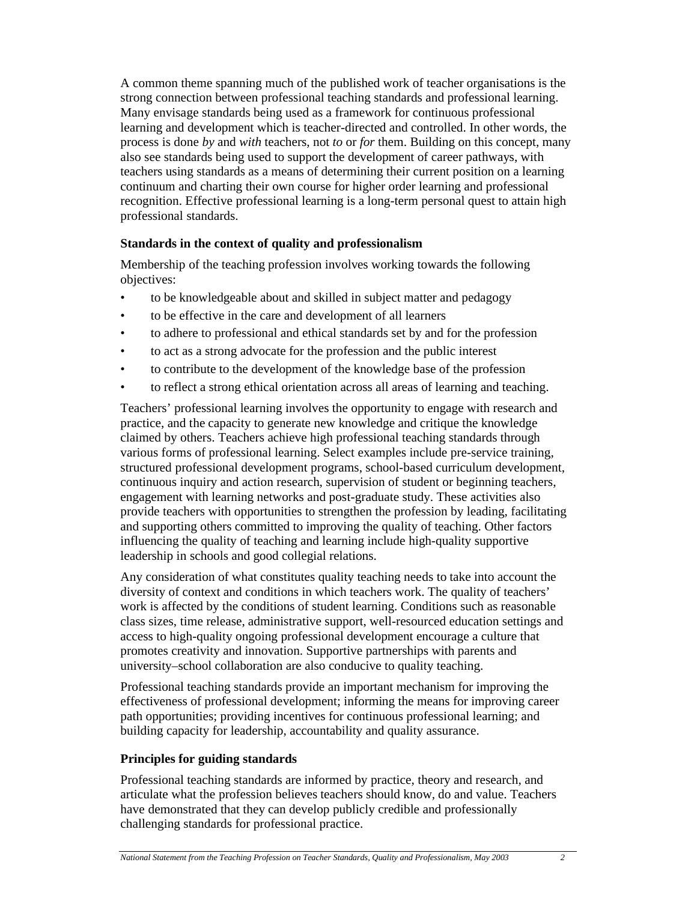A common theme spanning much of the published work of teacher organisations is the strong connection between professional teaching standards and professional learning. Many envisage standards being used as a framework for continuous professional learning and development which is teacher-directed and controlled. In other words, the process is done *by* and *with* teachers, not *to* or *for* them. Building on this concept, many also see standards being used to support the development of career pathways, with teachers using standards as a means of determining their current position on a learning continuum and charting their own course for higher order learning and professional recognition. Effective professional learning is a long-term personal quest to attain high professional standards.

**Standards in the context of quality and professionalism**

Membership of the teaching profession involves working towards the following objectives:

- to be knowledgeable about and skilled in subject matter and pedagogy
- to be effective in the care and development of all learners
- to adhere to professional and ethical standards set by and for the profession
- to act as a strong advocate for the profession and the public interest
- to contribute to the development of the knowledge base of the profession
- to reflect a strong ethical orientation across all areas of learning and teaching.

Teachers' professional learning involves the opportunity to engage with research and practice, and the capacity to generate new knowledge and critique the knowledge claimed by others. Teachers achieve high professional teaching standards through various forms of professional learning. Select examples include pre-service training, structured professional development programs, school-based curriculum development, continuous inquiry and action research, supervision of student or beginning teachers, engagement with learning networks and post-graduate study. These activities also provide teachers with opportunities to strengthen the profession by leading, facilitating and supporting others committed to improving the quality of teaching. Other factors influencing the quality of teaching and learning include high-quality supportive leadership in schools and good collegial relations.

Any consideration of what constitutes quality teaching needs to take into account the diversity of context and conditions in which teachers work. The quality of teachers' work is affected by the conditions of student learning. Conditions such as reasonable class sizes, time release, administrative support, well-resourced education settings and access to high-quality ongoing professional development encourage a culture that promotes creativity and innovation. Supportive partnerships with parents and university–school collaboration are also conducive to quality teaching.

Professional teaching standards provide an important mechanism for improving the effectiveness of professional development; informing the means for improving career path opportunities; providing incentives for continuous professional learning; and building capacity for leadership, accountability and quality assurance.

**Principles for guiding standards**

Professional teaching standards are informed by practice, theory and research, and articulate what the profession believes teachers should know, do and value. Teachers have demonstrated that they can develop publicly credible and professionally challenging standards for professional practice.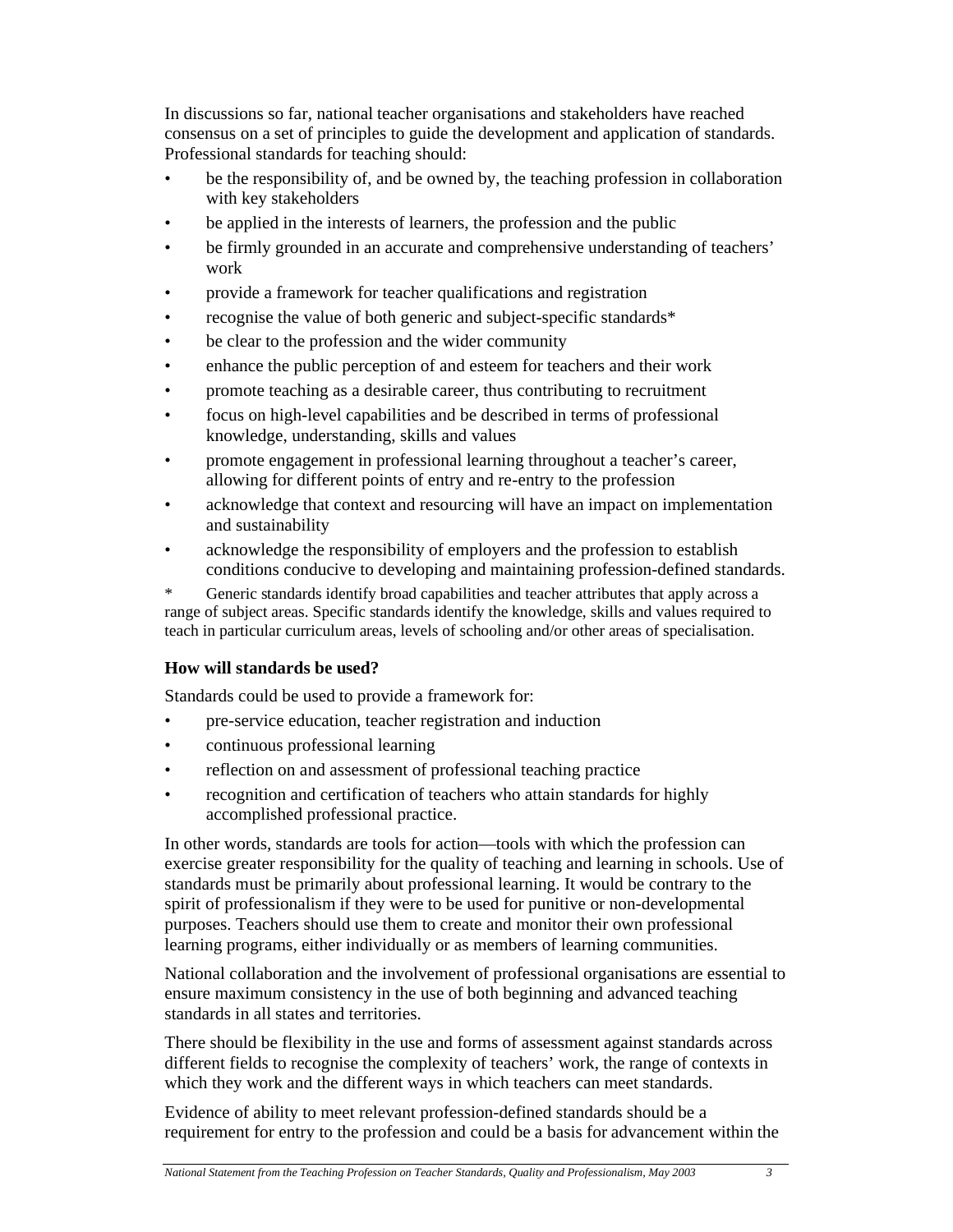In discussions so far, national teacher organisations and stakeholders have reached consensus on a set of principles to guide the development and application of standards. Professional standards for teaching should:

- be the responsibility of, and be owned by, the teaching profession in collaboration with key stakeholders
- be applied in the interests of learners, the profession and the public
- be firmly grounded in an accurate and comprehensive understanding of teachers' work
- provide a framework for teacher qualifications and registration
- recognise the value of both generic and subject-specific standards*
- be clear to the profession and the wider community
- enhance the public perception of and esteem for teachers and their work
- promote teaching as a desirable career, thus contributing to recruitment
- focus on high-level capabilities and be described in terms of professional knowledge, understanding, skills and values
- promote engagement in professional learning throughout a teacher's career, allowing for different points of entry and re-entry to the profession
- acknowledge that context and resourcing will have an impact on implementation and sustainability
- acknowledge the responsibility of employers and the profession to establish conditions conducive to developing and maintaining profession-defined standards.

\* Generic standards identify broad capabilities and teacher attributes that apply across a range of subject areas. Specific standards identify the knowledge, skills and values required to teach in particular curriculum areas, levels of schooling and/or other areas of specialisation.

**How will standards be used?**

Standards could be used to provide a framework for:

- pre-service education, teacher registration and induction
- continuous professional learning
- reflection on and assessment of professional teaching practice
- recognition and certification of teachers who attain standards for highly accomplished professional practice.

In other words, standards are tools for action—tools with which the profession can exercise greater responsibility for the quality of teaching and learning in schools. Use of standards must be primarily about professional learning. It would be contrary to the spirit of professionalism if they were to be used for punitive or non-developmental purposes. Teachers should use them to create and monitor their own professional learning programs, either individually or as members of learning communities.

National collaboration and the involvement of professional organisations are essential to ensure maximum consistency in the use of both beginning and advanced teaching standards in all states and territories.

There should be flexibility in the use and forms of assessment against standards across different fields to recognise the complexity of teachers' work, the range of contexts in which they work and the different ways in which teachers can meet standards.

Evidence of ability to meet relevant profession-defined standards should be a requirement for entry to the profession and could be a basis for advancement within the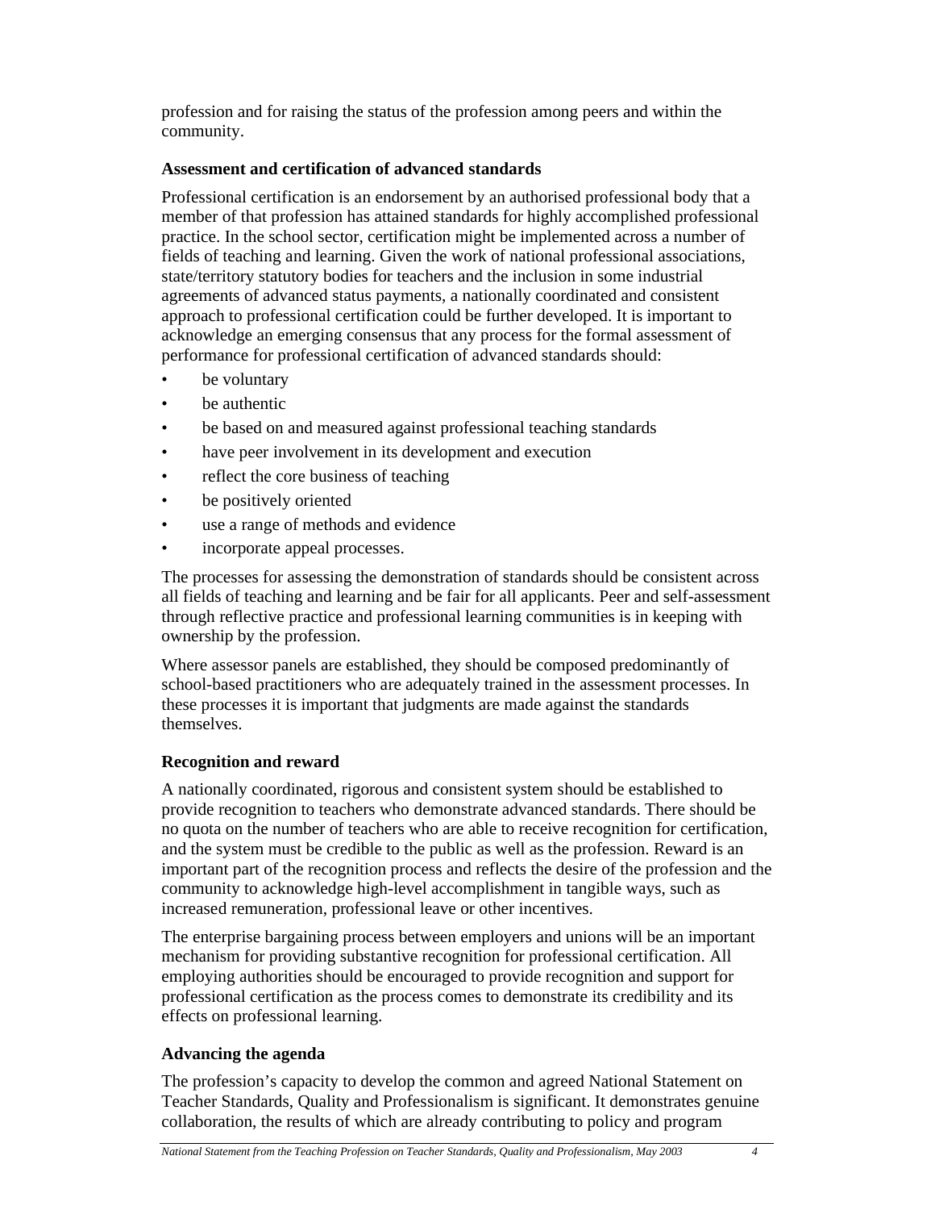profession and for raising the status of the profession among peers and within the community.

**Assessment and certification of advanced standards**

Professional certification is an endorsement by an authorised professional body that a member of that profession has attained standards for highly accomplished professional practice. In the school sector, certification might be implemented across a number of fields of teaching and learning. Given the work of national professional associations, state/territory statutory bodies for teachers and the inclusion in some industrial agreements of advanced status payments, a nationally coordinated and consistent approach to professional certification could be further developed. It is important to acknowledge an emerging consensus that any process for the formal assessment of performance for professional certification of advanced standards should:

- be voluntary
- be authentic
- be based on and measured against professional teaching standards
- have peer involvement in its development and execution
- reflect the core business of teaching
- be positively oriented
- use a range of methods and evidence
- incorporate appeal processes.

The processes for assessing the demonstration of standards should be consistent across all fields of teaching and learning and be fair for all applicants. Peer and self-assessment through reflective practice and professional learning communities is in keeping with ownership by the profession.

Where assessor panels are established, they should be composed predominantly of school-based practitioners who are adequately trained in the assessment processes. In these processes it is important that judgments are made against the standards themselves.

**Recognition and reward**

A nationally coordinated, rigorous and consistent system should be established to provide recognition to teachers who demonstrate advanced standards. There should be no quota on the number of teachers who are able to receive recognition for certification, and the system must be credible to the public as well as the profession. Reward is an important part of the recognition process and reflects the desire of the profession and the community to acknowledge high-level accomplishment in tangible ways, such as increased remuneration, professional leave or other incentives.

The enterprise bargaining process between employers and unions will be an important mechanism for providing substantive recognition for professional certification. All employing authorities should be encouraged to provide recognition and support for professional certification as the process comes to demonstrate its credibility and its effects on professional learning.

**Advancing the agenda**

The profession's capacity to develop the common and agreed National Statement on Teacher Standards, Quality and Professionalism is significant. It demonstrates genuine collaboration, the results of which are already contributing to policy and program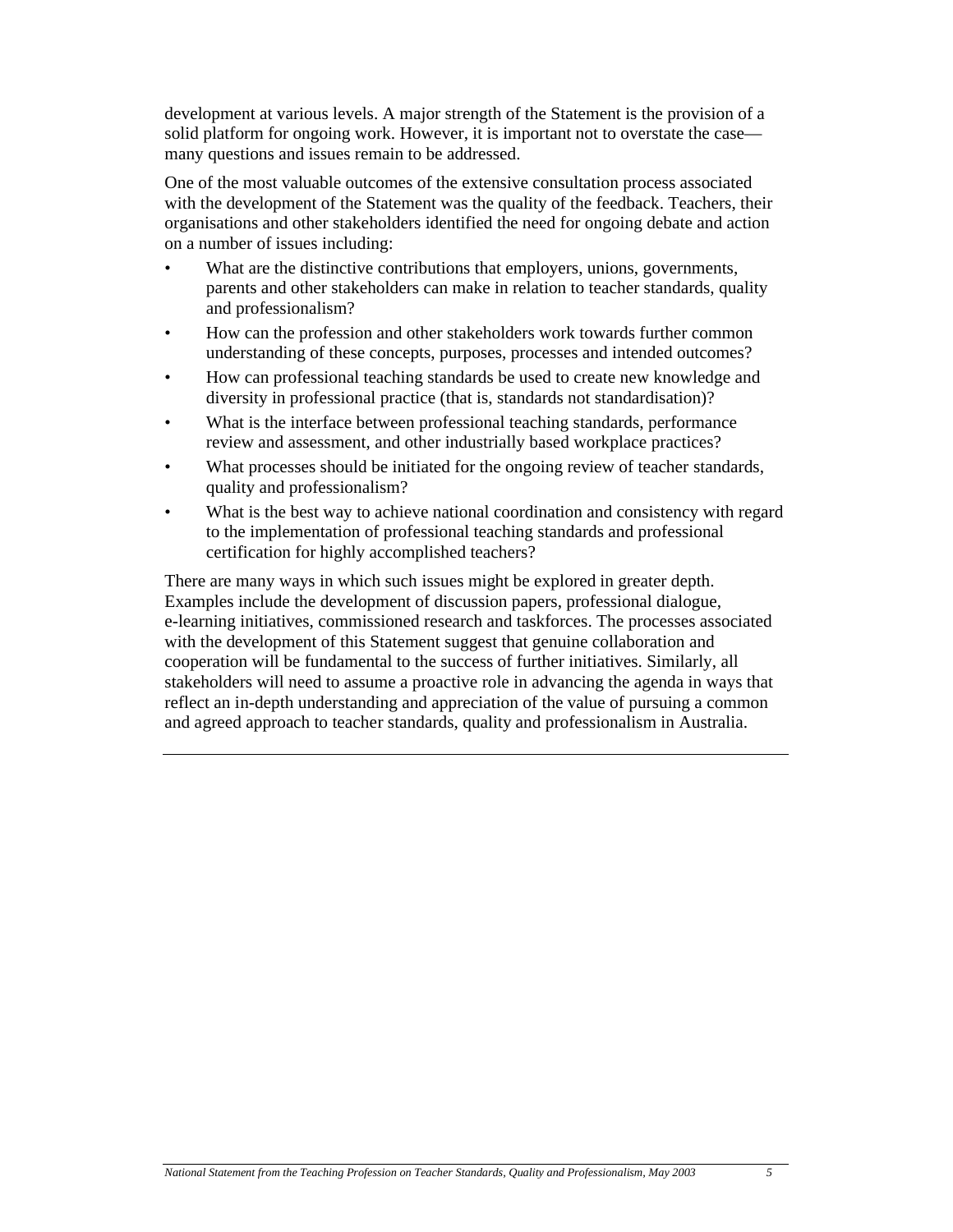development at various levels. A major strength of the Statement is the provision of a solid platform for ongoing work. However, it is important not to overstate the case—many questions and issues remain to be addressed.

One of the most valuable outcomes of the extensive consultation process associated with the development of the Statement was the quality of the feedback. Teachers, their organisations and other stakeholders identified the need for ongoing debate and action on a number of issues including:

- What are the distinctive contributions that employers, unions, governments, parents and other stakeholders can make in relation to teacher standards, quality and professionalism?
- How can the profession and other stakeholders work towards further common understanding of these concepts, purposes, processes and intended outcomes?
- How can professional teaching standards be used to create new knowledge and diversity in professional practice (that is, standards not standardisation)?
- What is the interface between professional teaching standards, performance review and assessment, and other industrially based workplace practices?
- What processes should be initiated for the ongoing review of teacher standards, quality and professionalism?
- What is the best way to achieve national coordination and consistency with regard to the implementation of professional teaching standards and professional certification for highly accomplished teachers?

There are many ways in which such issues might be explored in greater depth. Examples include the development of discussion papers, professional dialogue, e-learning initiatives, commissioned research and taskforces. The processes associated with the development of this Statement suggest that genuine collaboration and cooperation will be fundamental to the success of further initiatives. Similarly, all stakeholders will need to assume a proactive role in advancing the agenda in ways that reflect an in-depth understanding and appreciation of the value of pursuing a common and agreed approach to teacher standards, quality and professionalism in Australia.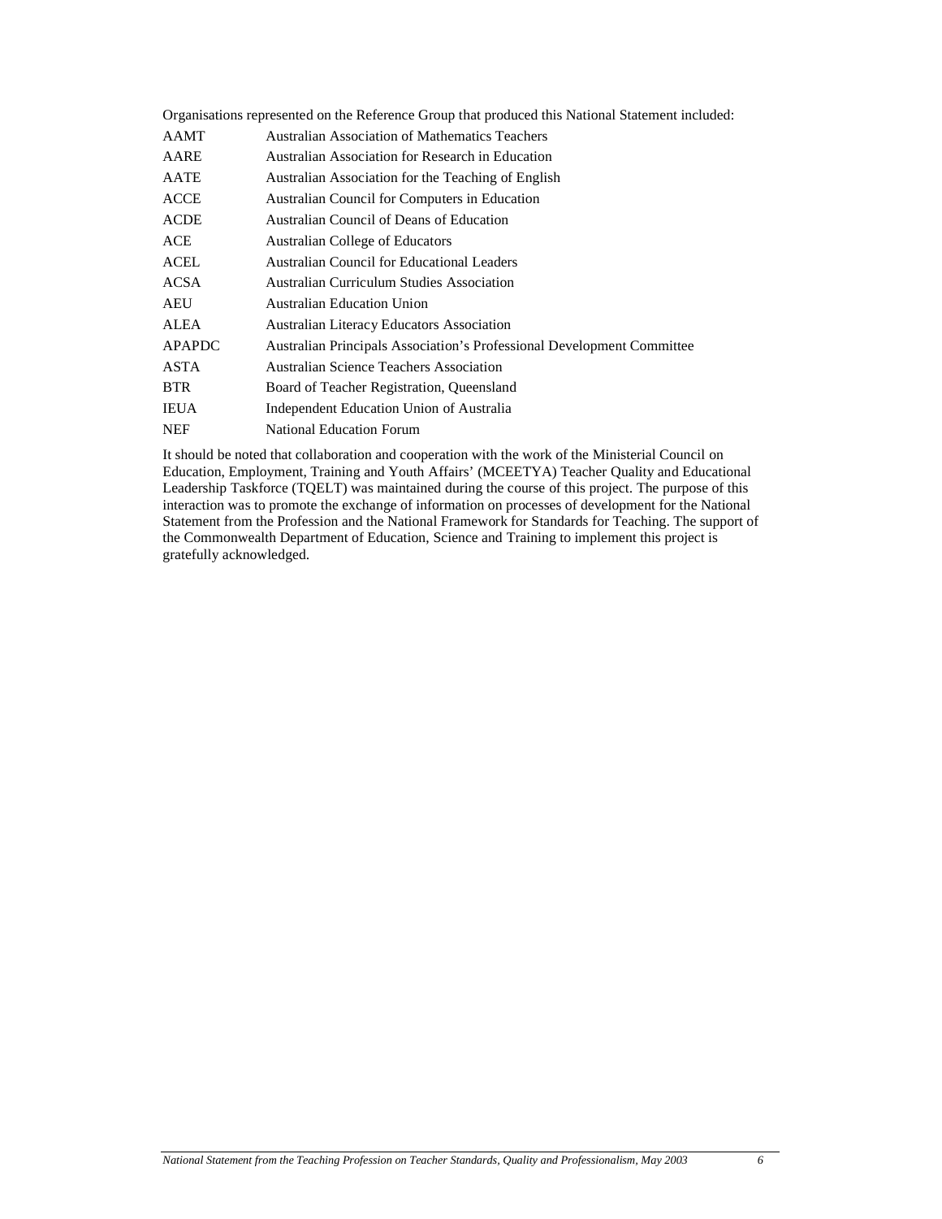Organisations represented on the Reference Group that produced this National Statement included:

| | |
|---|---|
| AAMT | Australian Association of Mathematics Teachers |
| AARE | Australian Association for Research in Education |
| AATE | Australian Association for the Teaching of English |
| ACCE | Australian Council for Computers in Education |
| ACDE | Australian Council of Deans of Education |
| ACE | Australian College of Educators |
| ACEL | Australian Council for Educational Leaders |
| ACSA | Australian Curriculum Studies Association |
| AEU | Australian Education Union |
| ALEA | Australian Literacy Educators Association |
| APAPDC | Australian Principals Association's Professional Development Committee |
| ASTA | Australian Science Teachers Association |
| BTR | Board of Teacher Registration, Queensland |
| IEUA | Independent Education Union of Australia |
| NEF | National Education Forum |

It should be noted that collaboration and cooperation with the work of the Ministerial Council on Education, Employment, Training and Youth Affairs' (MCEETYA) Teacher Quality and Educational Leadership Taskforce (TQELT) was maintained during the course of this project. The purpose of this interaction was to promote the exchange of information on processes of development for the National Statement from the Profession and the National Framework for Standards for Teaching. The support of the Commonwealth Department of Education, Science and Training to implement this project is gratefully acknowledged.